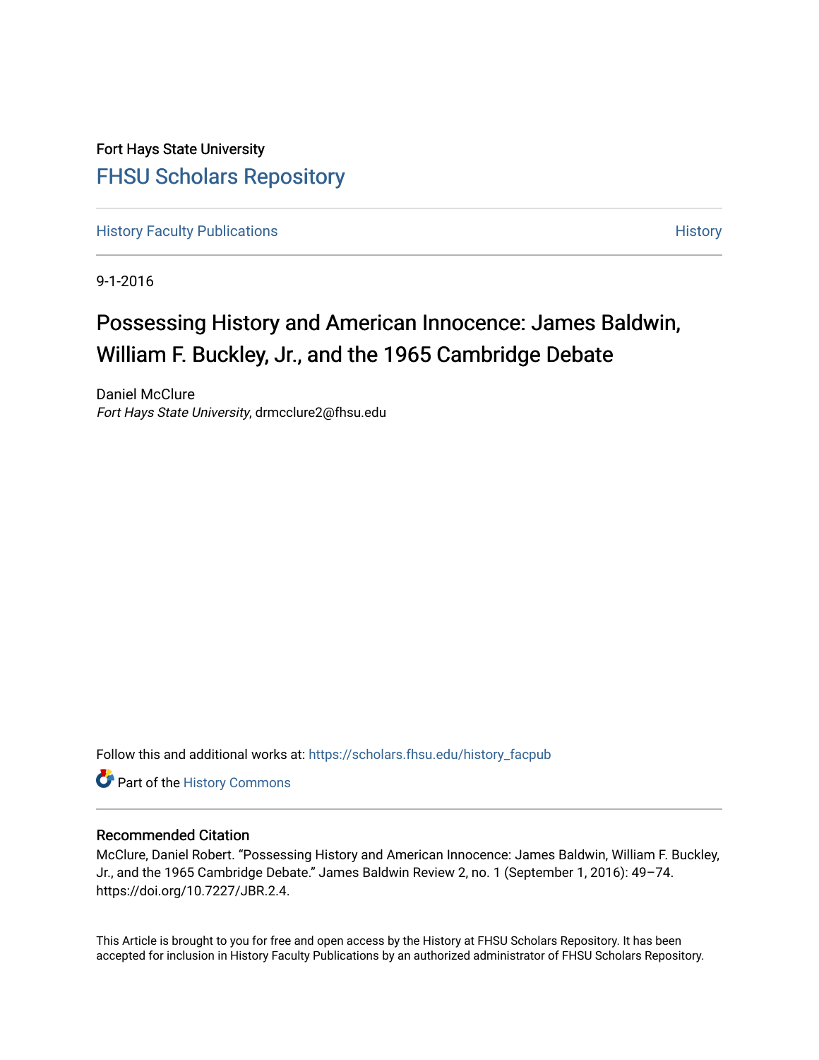Fort Hays State University

# FHSU Scholars Repository

History Faculty Publications | History

9-1-2016

# Possessing History and American Innocence: James Baldwin, William F. Buckley, Jr., and the 1965 Cambridge Debate

Daniel McClure
*Fort Hays State University*, drmcclure2@fhsu.edu

Follow this and additional works at: https://scholars.fhsu.edu/history_facpub

Part of the History Commons

## Recommended Citation

McClure, Daniel Robert. "Possessing History and American Innocence: James Baldwin, William F. Buckley, Jr., and the 1965 Cambridge Debate." James Baldwin Review 2, no. 1 (September 1, 2016): 49–74. https://doi.org/10.7227/JBR.2.4.

This Article is brought to you for free and open access by the History at FHSU Scholars Repository. It has been accepted for inclusion in History Faculty Publications by an authorized administrator of FHSU Scholars Repository.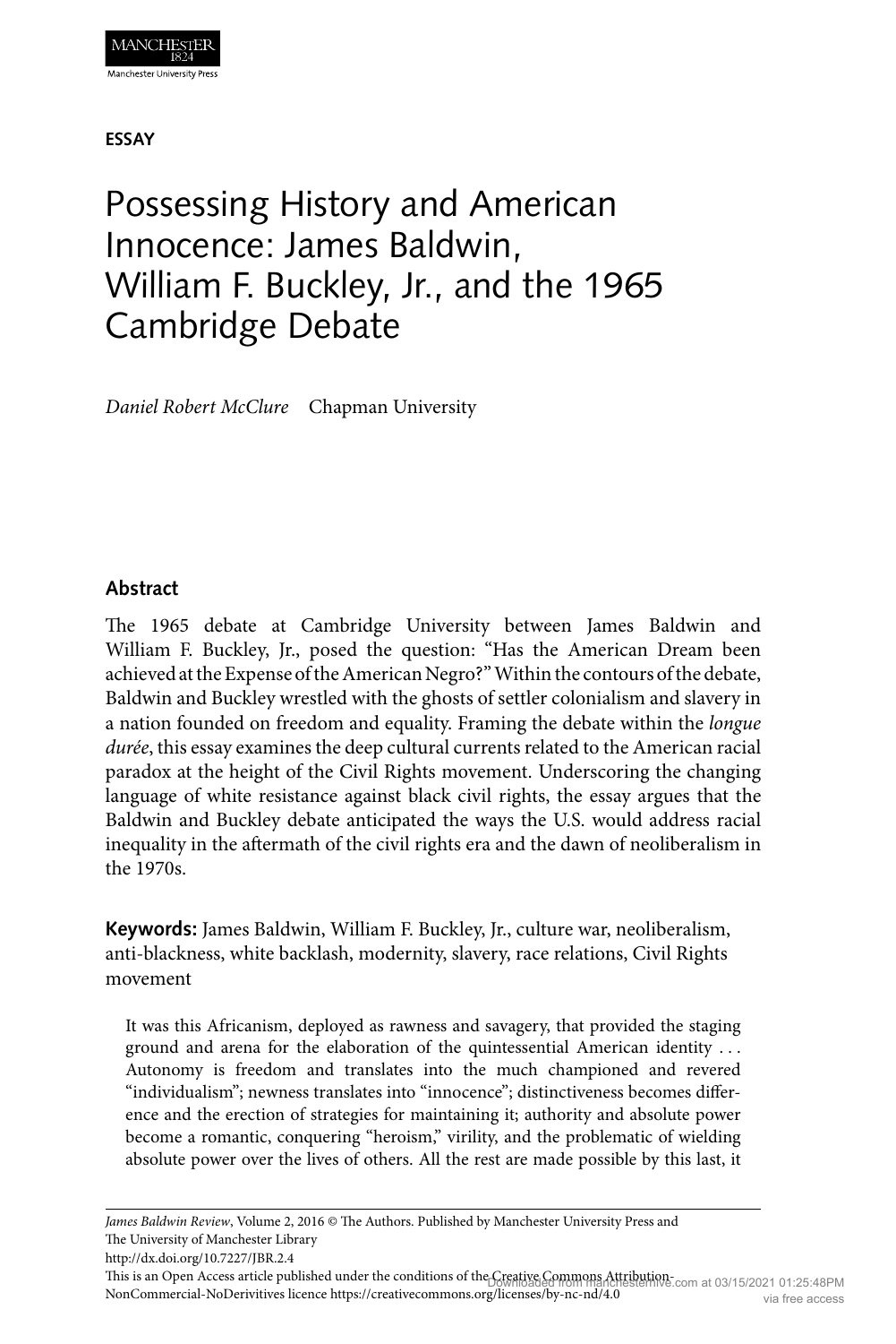**ESSAY**

# Possessing History and American Innocence: James Baldwin, William F. Buckley, Jr., and the 1965 Cambridge Debate

*Daniel Robert McClure* Chapman University

## Abstract

The 1965 debate at Cambridge University between James Baldwin and William F. Buckley, Jr., posed the question: "Has the American Dream been achieved at the Expense of the American Negro?" Within the contours of the debate, Baldwin and Buckley wrestled with the ghosts of settler colonialism and slavery in a nation founded on freedom and equality. Framing the debate within the *longue durée*, this essay examines the deep cultural currents related to the American racial paradox at the height of the Civil Rights movement. Underscoring the changing language of white resistance against black civil rights, the essay argues that the Baldwin and Buckley debate anticipated the ways the U.S. would address racial inequality in the aftermath of the civil rights era and the dawn of neoliberalism in the 1970s.

**Keywords:** James Baldwin, William F. Buckley, Jr., culture war, neoliberalism, anti-blackness, white backlash, modernity, slavery, race relations, Civil Rights movement

> It was this Africanism, deployed as rawness and savagery, that provided the staging ground and arena for the elaboration of the quintessential American identity . . . Autonomy is freedom and translates into the much championed and revered "individualism"; newness translates into "innocence"; distinctiveness becomes difference and the erection of strategies for maintaining it; authority and absolute power become a romantic, conquering "heroism," virility, and the problematic of wielding absolute power over the lives of others. All the rest are made possible by this last, it

*James Baldwin Review*, Volume 2, 2016 © The Authors. Published by Manchester University Press and The University of Manchester Library
http://dx.doi.org/10.7227/JBR.2.4
This is an Open Access article published under the conditions of the Creative Commons Attribution-NonCommercial-NoDerivitives licence https://creativecommons.org/licenses/by-nc-nd/4.0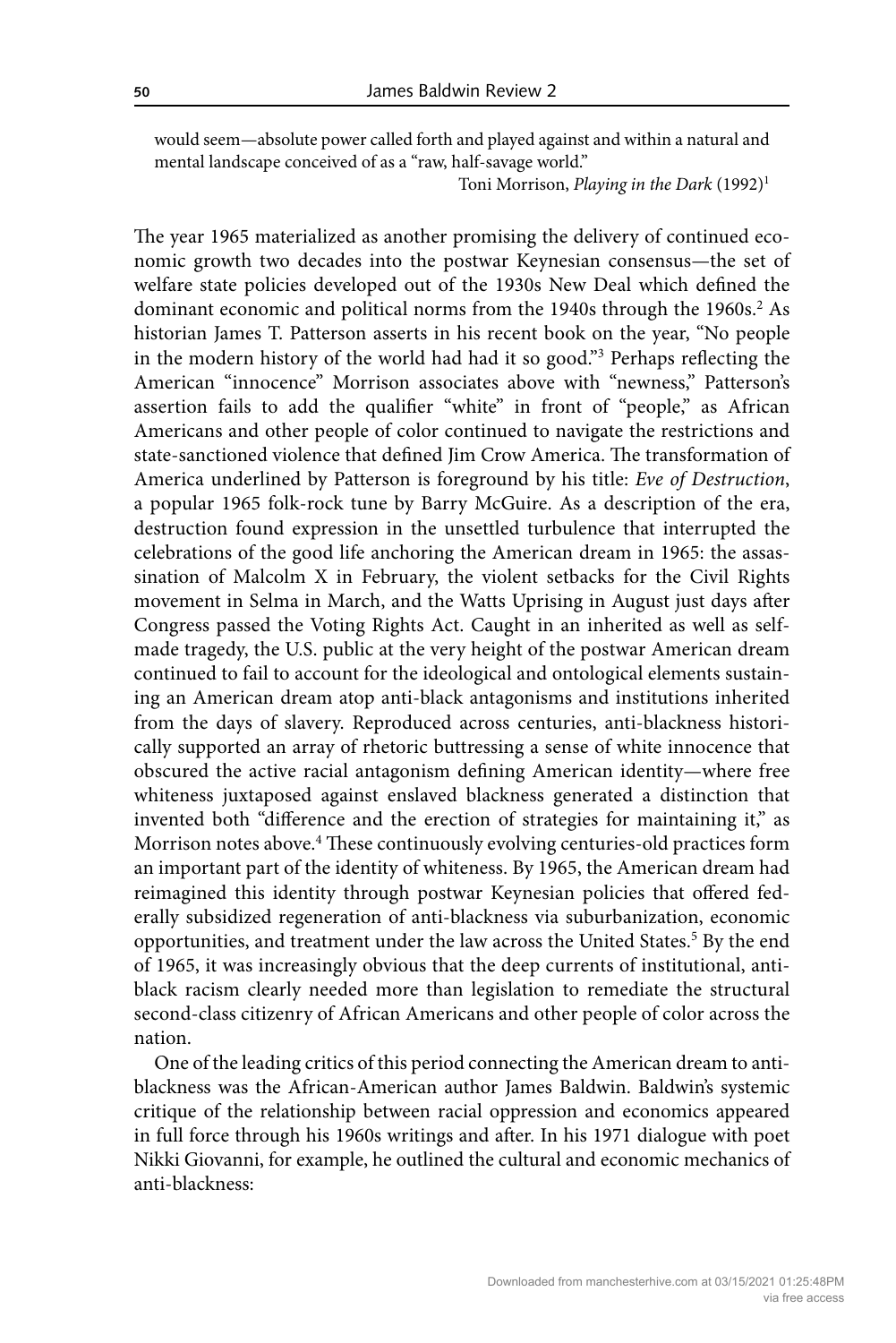would seem—absolute power called forth and played against and within a natural and mental landscape conceived of as a "raw, half-savage world."

Toni Morrison, *Playing in the Dark* (1992)[1]

The year 1965 materialized as another promising the delivery of continued economic growth two decades into the postwar Keynesian consensus—the set of welfare state policies developed out of the 1930s New Deal which defined the dominant economic and political norms from the 1940s through the 1960s.[2] As historian James T. Patterson asserts in his recent book on the year, "No people in the modern history of the world had had it so good."[3] Perhaps reflecting the American "innocence" Morrison associates above with "newness," Patterson's assertion fails to add the qualifier "white" in front of "people," as African Americans and other people of color continued to navigate the restrictions and state-sanctioned violence that defined Jim Crow America. The transformation of America underlined by Patterson is foreground by his title: *Eve of Destruction*, a popular 1965 folk-rock tune by Barry McGuire. As a description of the era, destruction found expression in the unsettled turbulence that interrupted the celebrations of the good life anchoring the American dream in 1965: the assassination of Malcolm X in February, the violent setbacks for the Civil Rights movement in Selma in March, and the Watts Uprising in August just days after Congress passed the Voting Rights Act. Caught in an inherited as well as self-made tragedy, the U.S. public at the very height of the postwar American dream continued to fail to account for the ideological and ontological elements sustaining an American dream atop anti-black antagonisms and institutions inherited from the days of slavery. Reproduced across centuries, anti-blackness historically supported an array of rhetoric buttressing a sense of white innocence that obscured the active racial antagonism defining American identity—where free whiteness juxtaposed against enslaved blackness generated a distinction that invented both "difference and the erection of strategies for maintaining it," as Morrison notes above.[4] These continuously evolving centuries-old practices form an important part of the identity of whiteness. By 1965, the American dream had reimagined this identity through postwar Keynesian policies that offered federally subsidized regeneration of anti-blackness via suburbanization, economic opportunities, and treatment under the law across the United States.[5] By the end of 1965, it was increasingly obvious that the deep currents of institutional, anti-black racism clearly needed more than legislation to remediate the structural second-class citizenry of African Americans and other people of color across the nation.

One of the leading critics of this period connecting the American dream to anti-blackness was the African-American author James Baldwin. Baldwin's systemic critique of the relationship between racial oppression and economics appeared in full force through his 1960s writings and after. In his 1971 dialogue with poet Nikki Giovanni, for example, he outlined the cultural and economic mechanics of anti-blackness: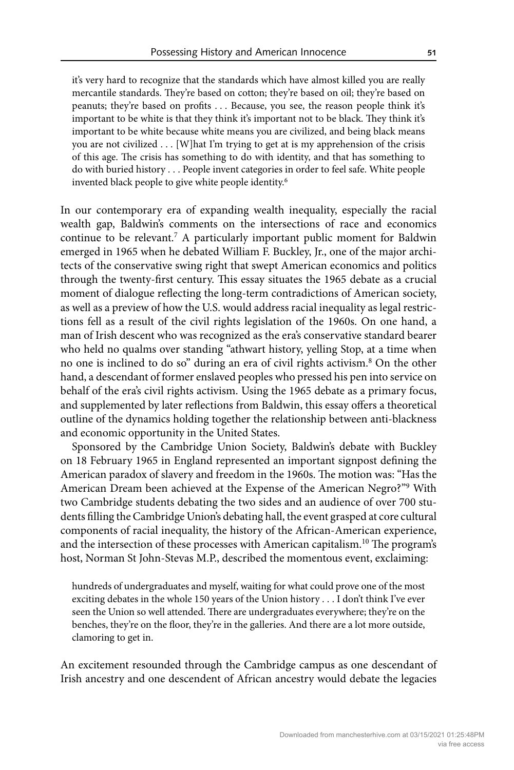> it's very hard to recognize that the standards which have almost killed you are really mercantile standards. They're based on cotton; they're based on oil; they're based on peanuts; they're based on profits . . . Because, you see, the reason people think it's important to be white is that they think it's important not to be black. They think it's important to be white because white means you are civilized, and being black means you are not civilized . . . [W]hat I'm trying to get at is my apprehension of the crisis of this age. The crisis has something to do with identity, and that has something to do with buried history . . . People invent categories in order to feel safe. White people invented black people to give white people identity.[6]

In our contemporary era of expanding wealth inequality, especially the racial wealth gap, Baldwin's comments on the intersections of race and economics continue to be relevant.[7] A particularly important public moment for Baldwin emerged in 1965 when he debated William F. Buckley, Jr., one of the major architects of the conservative swing right that swept American economics and politics through the twenty-first century. This essay situates the 1965 debate as a crucial moment of dialogue reflecting the long-term contradictions of American society, as well as a preview of how the U.S. would address racial inequality as legal restrictions fell as a result of the civil rights legislation of the 1960s. On one hand, a man of Irish descent who was recognized as the era's conservative standard bearer who held no qualms over standing "athwart history, yelling Stop, at a time when no one is inclined to do so" during an era of civil rights activism.[8] On the other hand, a descendant of former enslaved peoples who pressed his pen into service on behalf of the era's civil rights activism. Using the 1965 debate as a primary focus, and supplemented by later reflections from Baldwin, this essay offers a theoretical outline of the dynamics holding together the relationship between anti-blackness and economic opportunity in the United States.

Sponsored by the Cambridge Union Society, Baldwin's debate with Buckley on 18 February 1965 in England represented an important signpost defining the American paradox of slavery and freedom in the 1960s. The motion was: "Has the American Dream been achieved at the Expense of the American Negro?"[9] With two Cambridge students debating the two sides and an audience of over 700 students filling the Cambridge Union's debating hall, the event grasped at core cultural components of racial inequality, the history of the African-American experience, and the intersection of these processes with American capitalism.[10] The program's host, Norman St John-Stevas M.P., described the momentous event, exclaiming:

> hundreds of undergraduates and myself, waiting for what could prove one of the most exciting debates in the whole 150 years of the Union history . . . I don't think I've ever seen the Union so well attended. There are undergraduates everywhere; they're on the benches, they're on the floor, they're in the galleries. And there are a lot more outside, clamoring to get in.

An excitement resounded through the Cambridge campus as one descendant of Irish ancestry and one descendent of African ancestry would debate the legacies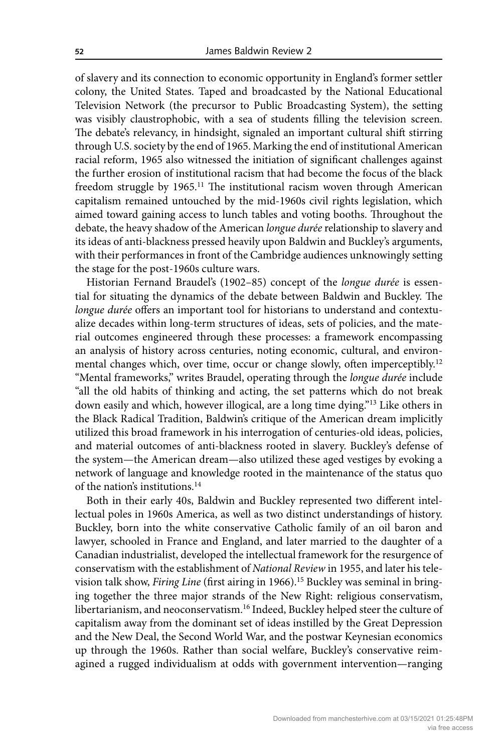of slavery and its connection to economic opportunity in England's former settler colony, the United States. Taped and broadcasted by the National Educational Television Network (the precursor to Public Broadcasting System), the setting was visibly claustrophobic, with a sea of students filling the television screen. The debate's relevancy, in hindsight, signaled an important cultural shift stirring through U.S. society by the end of 1965. Marking the end of institutional American racial reform, 1965 also witnessed the initiation of significant challenges against the further erosion of institutional racism that had become the focus of the black freedom struggle by 1965.[11] The institutional racism woven through American capitalism remained untouched by the mid-1960s civil rights legislation, which aimed toward gaining access to lunch tables and voting booths. Throughout the debate, the heavy shadow of the American *longue durée* relationship to slavery and its ideas of anti-blackness pressed heavily upon Baldwin and Buckley's arguments, with their performances in front of the Cambridge audiences unknowingly setting the stage for the post-1960s culture wars.

Historian Fernand Braudel's (1902–85) concept of the *longue durée* is essential for situating the dynamics of the debate between Baldwin and Buckley. The *longue durée* offers an important tool for historians to understand and contextualize decades within long-term structures of ideas, sets of policies, and the material outcomes engineered through these processes: a framework encompassing an analysis of history across centuries, noting economic, cultural, and environmental changes which, over time, occur or change slowly, often imperceptibly.[12] "Mental frameworks," writes Braudel, operating through the *longue durée* include "all the old habits of thinking and acting, the set patterns which do not break down easily and which, however illogical, are a long time dying."[13] Like others in the Black Radical Tradition, Baldwin's critique of the American dream implicitly utilized this broad framework in his interrogation of centuries-old ideas, policies, and material outcomes of anti-blackness rooted in slavery. Buckley's defense of the system—the American dream—also utilized these aged vestiges by evoking a network of language and knowledge rooted in the maintenance of the status quo of the nation's institutions.[14]

Both in their early 40s, Baldwin and Buckley represented two different intellectual poles in 1960s America, as well as two distinct understandings of history. Buckley, born into the white conservative Catholic family of an oil baron and lawyer, schooled in France and England, and later married to the daughter of a Canadian industrialist, developed the intellectual framework for the resurgence of conservatism with the establishment of *National Review* in 1955, and later his television talk show, *Firing Line* (first airing in 1966).[15] Buckley was seminal in bringing together the three major strands of the New Right: religious conservatism, libertarianism, and neoconservatism.[16] Indeed, Buckley helped steer the culture of capitalism away from the dominant set of ideas instilled by the Great Depression and the New Deal, the Second World War, and the postwar Keynesian economics up through the 1960s. Rather than social welfare, Buckley's conservative reimagined a rugged individualism at odds with government intervention—ranging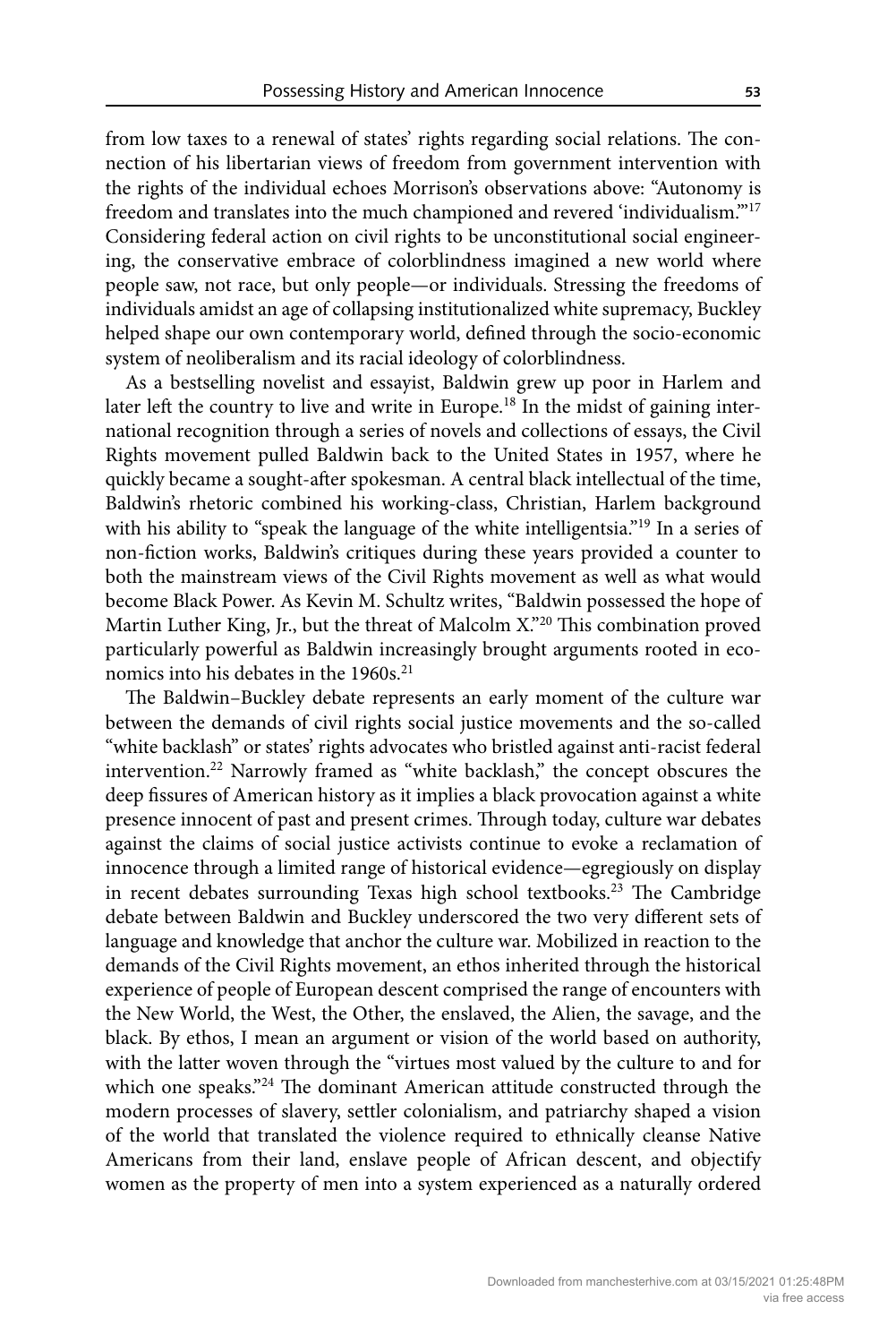from low taxes to a renewal of states' rights regarding social relations. The connection of his libertarian views of freedom from government intervention with the rights of the individual echoes Morrison's observations above: "Autonomy is freedom and translates into the much championed and revered 'individualism.'"[17] Considering federal action on civil rights to be unconstitutional social engineering, the conservative embrace of colorblindness imagined a new world where people saw, not race, but only people—or individuals. Stressing the freedoms of individuals amidst an age of collapsing institutionalized white supremacy, Buckley helped shape our own contemporary world, defined through the socio-economic system of neoliberalism and its racial ideology of colorblindness.

As a bestselling novelist and essayist, Baldwin grew up poor in Harlem and later left the country to live and write in Europe.[18] In the midst of gaining international recognition through a series of novels and collections of essays, the Civil Rights movement pulled Baldwin back to the United States in 1957, where he quickly became a sought-after spokesman. A central black intellectual of the time, Baldwin's rhetoric combined his working-class, Christian, Harlem background with his ability to "speak the language of the white intelligentsia."[19] In a series of non-fiction works, Baldwin's critiques during these years provided a counter to both the mainstream views of the Civil Rights movement as well as what would become Black Power. As Kevin M. Schultz writes, "Baldwin possessed the hope of Martin Luther King, Jr., but the threat of Malcolm X."[20] This combination proved particularly powerful as Baldwin increasingly brought arguments rooted in economics into his debates in the 1960s.[21]

The Baldwin–Buckley debate represents an early moment of the culture war between the demands of civil rights social justice movements and the so-called "white backlash" or states' rights advocates who bristled against anti-racist federal intervention.[22] Narrowly framed as "white backlash," the concept obscures the deep fissures of American history as it implies a black provocation against a white presence innocent of past and present crimes. Through today, culture war debates against the claims of social justice activists continue to evoke a reclamation of innocence through a limited range of historical evidence—egregiously on display in recent debates surrounding Texas high school textbooks.[23] The Cambridge debate between Baldwin and Buckley underscored the two very different sets of language and knowledge that anchor the culture war. Mobilized in reaction to the demands of the Civil Rights movement, an ethos inherited through the historical experience of people of European descent comprised the range of encounters with the New World, the West, the Other, the enslaved, the Alien, the savage, and the black. By ethos, I mean an argument or vision of the world based on authority, with the latter woven through the "virtues most valued by the culture to and for which one speaks."[24] The dominant American attitude constructed through the modern processes of slavery, settler colonialism, and patriarchy shaped a vision of the world that translated the violence required to ethnically cleanse Native Americans from their land, enslave people of African descent, and objectify women as the property of men into a system experienced as a naturally ordered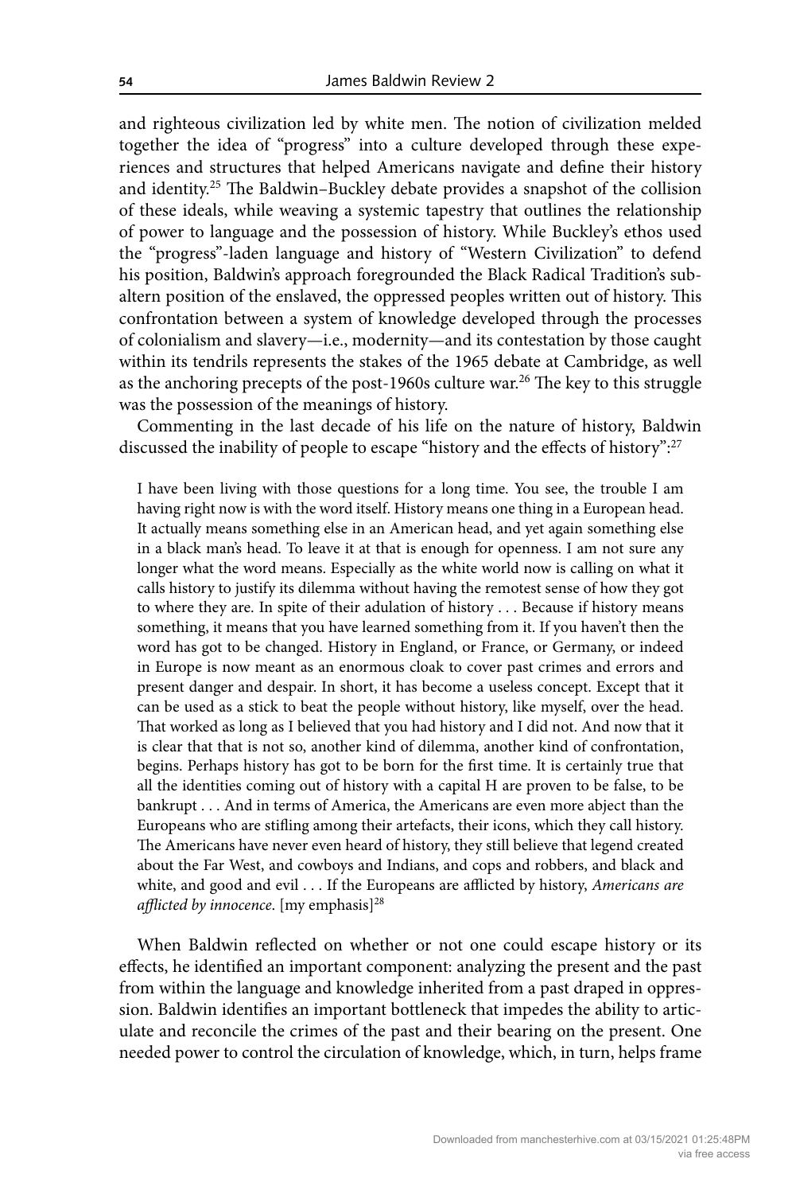and righteous civilization led by white men. The notion of civilization melded together the idea of "progress" into a culture developed through these experiences and structures that helped Americans navigate and define their history and identity.[25] The Baldwin–Buckley debate provides a snapshot of the collision of these ideals, while weaving a systemic tapestry that outlines the relationship of power to language and the possession of history. While Buckley's ethos used the "progress"-laden language and history of "Western Civilization" to defend his position, Baldwin's approach foregrounded the Black Radical Tradition's subaltern position of the enslaved, the oppressed peoples written out of history. This confrontation between a system of knowledge developed through the processes of colonialism and slavery—i.e., modernity—and its contestation by those caught within its tendrils represents the stakes of the 1965 debate at Cambridge, as well as the anchoring precepts of the post-1960s culture war.[26] The key to this struggle was the possession of the meanings of history.

Commenting in the last decade of his life on the nature of history, Baldwin discussed the inability of people to escape "history and the effects of history":[27]

> I have been living with those questions for a long time. You see, the trouble I am having right now is with the word itself. History means one thing in a European head. It actually means something else in an American head, and yet again something else in a black man's head. To leave it at that is enough for openness. I am not sure any longer what the word means. Especially as the white world now is calling on what it calls history to justify its dilemma without having the remotest sense of how they got to where they are. In spite of their adulation of history . . . Because if history means something, it means that you have learned something from it. If you haven't then the word has got to be changed. History in England, or France, or Germany, or indeed in Europe is now meant as an enormous cloak to cover past crimes and errors and present danger and despair. In short, it has become a useless concept. Except that it can be used as a stick to beat the people without history, like myself, over the head. That worked as long as I believed that you had history and I did not. And now that it is clear that that is not so, another kind of dilemma, another kind of confrontation, begins. Perhaps history has got to be born for the first time. It is certainly true that all the identities coming out of history with a capital H are proven to be false, to be bankrupt . . . And in terms of America, the Americans are even more abject than the Europeans who are stifling among their artefacts, their icons, which they call history. The Americans have never even heard of history, they still believe that legend created about the Far West, and cowboys and Indians, and cops and robbers, and black and white, and good and evil . . . If the Europeans are afflicted by history, *Americans are afflicted by innocence*. [my emphasis][28]

When Baldwin reflected on whether or not one could escape history or its effects, he identified an important component: analyzing the present and the past from within the language and knowledge inherited from a past draped in oppression. Baldwin identifies an important bottleneck that impedes the ability to articulate and reconcile the crimes of the past and their bearing on the present. One needed power to control the circulation of knowledge, which, in turn, helps frame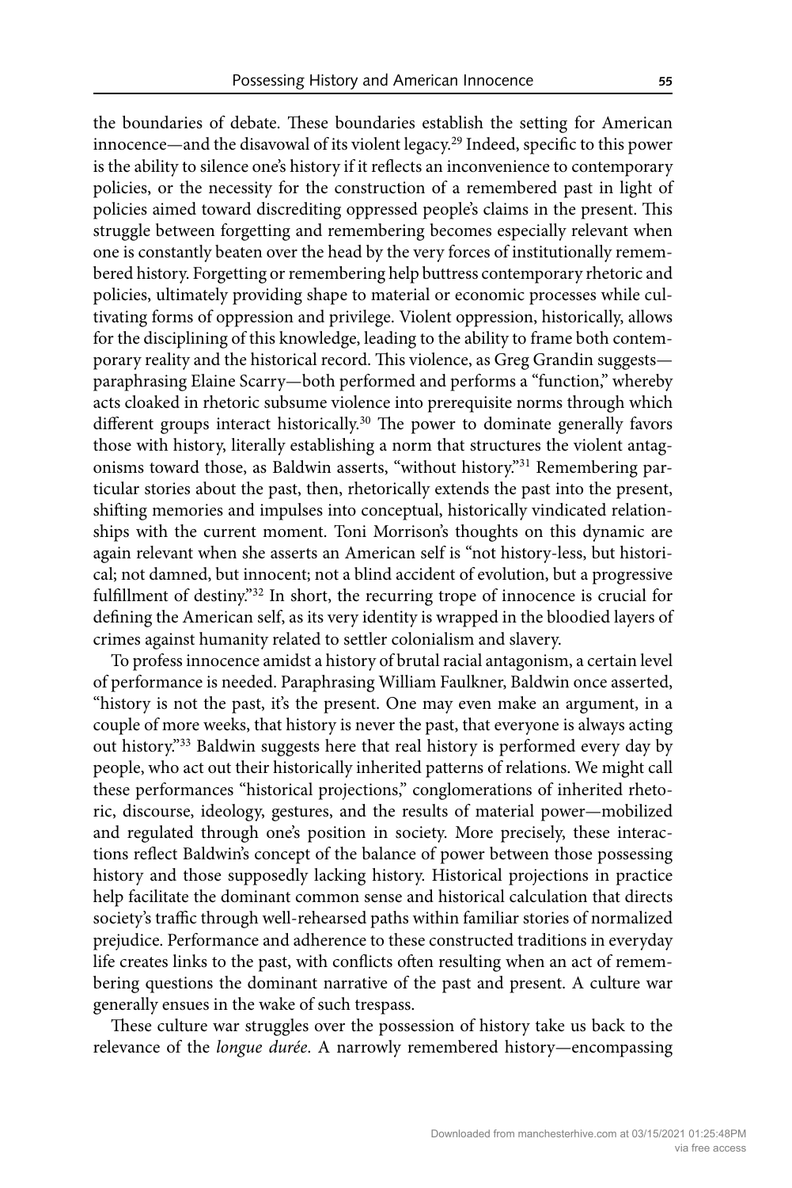the boundaries of debate. These boundaries establish the setting for American innocence—and the disavowal of its violent legacy.[29] Indeed, specific to this power is the ability to silence one's history if it reflects an inconvenience to contemporary policies, or the necessity for the construction of a remembered past in light of policies aimed toward discrediting oppressed people's claims in the present. This struggle between forgetting and remembering becomes especially relevant when one is constantly beaten over the head by the very forces of institutionally remembered history. Forgetting or remembering help buttress contemporary rhetoric and policies, ultimately providing shape to material or economic processes while cultivating forms of oppression and privilege. Violent oppression, historically, allows for the disciplining of this knowledge, leading to the ability to frame both contemporary reality and the historical record. This violence, as Greg Grandin suggests—paraphrasing Elaine Scarry—both performed and performs a "function," whereby acts cloaked in rhetoric subsume violence into prerequisite norms through which different groups interact historically.[30] The power to dominate generally favors those with history, literally establishing a norm that structures the violent antagonisms toward those, as Baldwin asserts, "without history."[31] Remembering particular stories about the past, then, rhetorically extends the past into the present, shifting memories and impulses into conceptual, historically vindicated relationships with the current moment. Toni Morrison's thoughts on this dynamic are again relevant when she asserts an American self is "not history-less, but historical; not damned, but innocent; not a blind accident of evolution, but a progressive fulfillment of destiny."[32] In short, the recurring trope of innocence is crucial for defining the American self, as its very identity is wrapped in the bloodied layers of crimes against humanity related to settler colonialism and slavery.

To profess innocence amidst a history of brutal racial antagonism, a certain level of performance is needed. Paraphrasing William Faulkner, Baldwin once asserted, "history is not the past, it's the present. One may even make an argument, in a couple of more weeks, that history is never the past, that everyone is always acting out history."[33] Baldwin suggests here that real history is performed every day by people, who act out their historically inherited patterns of relations. We might call these performances "historical projections," conglomerations of inherited rhetoric, discourse, ideology, gestures, and the results of material power—mobilized and regulated through one's position in society. More precisely, these interactions reflect Baldwin's concept of the balance of power between those possessing history and those supposedly lacking history. Historical projections in practice help facilitate the dominant common sense and historical calculation that directs society's traffic through well-rehearsed paths within familiar stories of normalized prejudice. Performance and adherence to these constructed traditions in everyday life creates links to the past, with conflicts often resulting when an act of remembering questions the dominant narrative of the past and present. A culture war generally ensues in the wake of such trespass.

These culture war struggles over the possession of history take us back to the relevance of the *longue durée*. A narrowly remembered history—encompassing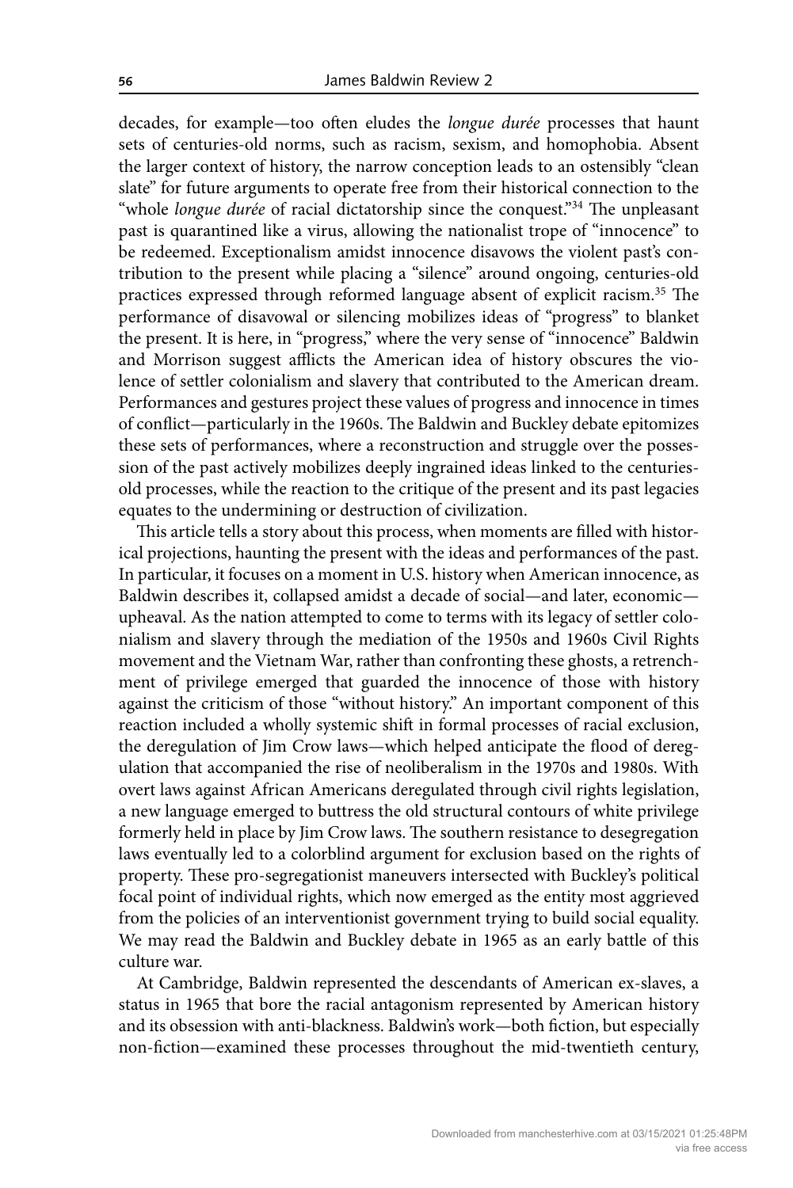decades, for example—too often eludes the *longue durée* processes that haunt sets of centuries-old norms, such as racism, sexism, and homophobia. Absent the larger context of history, the narrow conception leads to an ostensibly "clean slate" for future arguments to operate free from their historical connection to the "whole *longue durée* of racial dictatorship since the conquest."[34] The unpleasant past is quarantined like a virus, allowing the nationalist trope of "innocence" to be redeemed. Exceptionalism amidst innocence disavows the violent past's contribution to the present while placing a "silence" around ongoing, centuries-old practices expressed through reformed language absent of explicit racism.[35] The performance of disavowal or silencing mobilizes ideas of "progress" to blanket the present. It is here, in "progress," where the very sense of "innocence" Baldwin and Morrison suggest afflicts the American idea of history obscures the violence of settler colonialism and slavery that contributed to the American dream. Performances and gestures project these values of progress and innocence in times of conflict—particularly in the 1960s. The Baldwin and Buckley debate epitomizes these sets of performances, where a reconstruction and struggle over the possession of the past actively mobilizes deeply ingrained ideas linked to the centuries-old processes, while the reaction to the critique of the present and its past legacies equates to the undermining or destruction of civilization.

This article tells a story about this process, when moments are filled with historical projections, haunting the present with the ideas and performances of the past. In particular, it focuses on a moment in U.S. history when American innocence, as Baldwin describes it, collapsed amidst a decade of social—and later, economic—upheaval. As the nation attempted to come to terms with its legacy of settler colonialism and slavery through the mediation of the 1950s and 1960s Civil Rights movement and the Vietnam War, rather than confronting these ghosts, a retrenchment of privilege emerged that guarded the innocence of those with history against the criticism of those "without history." An important component of this reaction included a wholly systemic shift in formal processes of racial exclusion, the deregulation of Jim Crow laws—which helped anticipate the flood of deregulation that accompanied the rise of neoliberalism in the 1970s and 1980s. With overt laws against African Americans deregulated through civil rights legislation, a new language emerged to buttress the old structural contours of white privilege formerly held in place by Jim Crow laws. The southern resistance to desegregation laws eventually led to a colorblind argument for exclusion based on the rights of property. These pro-segregationist maneuvers intersected with Buckley's political focal point of individual rights, which now emerged as the entity most aggrieved from the policies of an interventionist government trying to build social equality. We may read the Baldwin and Buckley debate in 1965 as an early battle of this culture war.

At Cambridge, Baldwin represented the descendants of American ex-slaves, a status in 1965 that bore the racial antagonism represented by American history and its obsession with anti-blackness. Baldwin's work—both fiction, but especially non-fiction—examined these processes throughout the mid-twentieth century,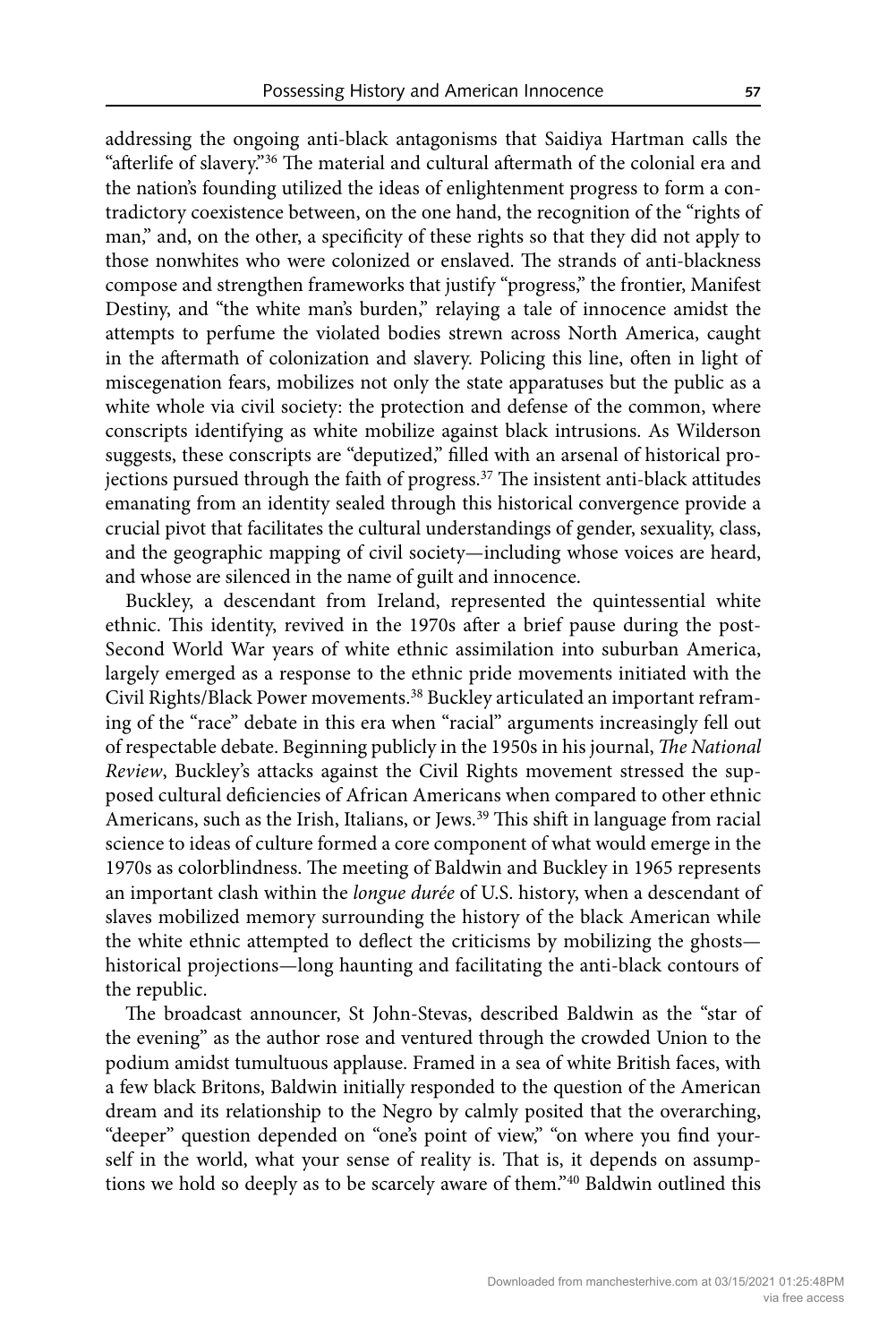addressing the ongoing anti-black antagonisms that Saidiya Hartman calls the "afterlife of slavery."[36] The material and cultural aftermath of the colonial era and the nation's founding utilized the ideas of enlightenment progress to form a contradictory coexistence between, on the one hand, the recognition of the "rights of man," and, on the other, a specificity of these rights so that they did not apply to those nonwhites who were colonized or enslaved. The strands of anti-blackness compose and strengthen frameworks that justify "progress," the frontier, Manifest Destiny, and "the white man's burden," relaying a tale of innocence amidst the attempts to perfume the violated bodies strewn across North America, caught in the aftermath of colonization and slavery. Policing this line, often in light of miscegenation fears, mobilizes not only the state apparatuses but the public as a white whole via civil society: the protection and defense of the common, where conscripts identifying as white mobilize against black intrusions. As Wilderson suggests, these conscripts are "deputized," filled with an arsenal of historical projections pursued through the faith of progress.[37] The insistent anti-black attitudes emanating from an identity sealed through this historical convergence provide a crucial pivot that facilitates the cultural understandings of gender, sexuality, class, and the geographic mapping of civil society—including whose voices are heard, and whose are silenced in the name of guilt and innocence.

Buckley, a descendant from Ireland, represented the quintessential white ethnic. This identity, revived in the 1970s after a brief pause during the post-Second World War years of white ethnic assimilation into suburban America, largely emerged as a response to the ethnic pride movements initiated with the Civil Rights/Black Power movements.[38] Buckley articulated an important reframing of the "race" debate in this era when "racial" arguments increasingly fell out of respectable debate. Beginning publicly in the 1950s in his journal, *The National Review*, Buckley's attacks against the Civil Rights movement stressed the supposed cultural deficiencies of African Americans when compared to other ethnic Americans, such as the Irish, Italians, or Jews.[39] This shift in language from racial science to ideas of culture formed a core component of what would emerge in the 1970s as colorblindness. The meeting of Baldwin and Buckley in 1965 represents an important clash within the *longue durée* of U.S. history, when a descendant of slaves mobilized memory surrounding the history of the black American while the white ethnic attempted to deflect the criticisms by mobilizing the ghosts—historical projections—long haunting and facilitating the anti-black contours of the republic.

The broadcast announcer, St John-Stevas, described Baldwin as the "star of the evening" as the author rose and ventured through the crowded Union to the podium amidst tumultuous applause. Framed in a sea of white British faces, with a few black Britons, Baldwin initially responded to the question of the American dream and its relationship to the Negro by calmly posited that the overarching, "deeper" question depended on "one's point of view," "on where you find yourself in the world, what your sense of reality is. That is, it depends on assumptions we hold so deeply as to be scarcely aware of them."[40] Baldwin outlined this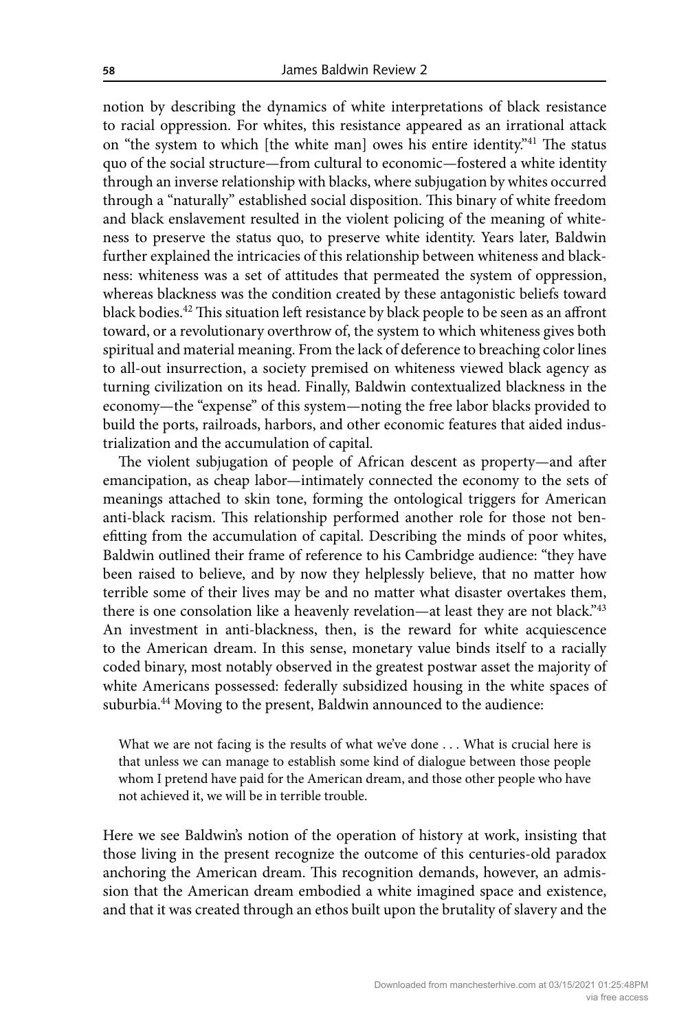notion by describing the dynamics of white interpretations of black resistance to racial oppression. For whites, this resistance appeared as an irrational attack on "the system to which [the white man] owes his entire identity."[41] The status quo of the social structure—from cultural to economic—fostered a white identity through an inverse relationship with blacks, where subjugation by whites occurred through a "naturally" established social disposition. This binary of white freedom and black enslavement resulted in the violent policing of the meaning of whiteness to preserve the status quo, to preserve white identity. Years later, Baldwin further explained the intricacies of this relationship between whiteness and blackness: whiteness was a set of attitudes that permeated the system of oppression, whereas blackness was the condition created by these antagonistic beliefs toward black bodies.[42] This situation left resistance by black people to be seen as an affront toward, or a revolutionary overthrow of, the system to which whiteness gives both spiritual and material meaning. From the lack of deference to breaching color lines to all-out insurrection, a society premised on whiteness viewed black agency as turning civilization on its head. Finally, Baldwin contextualized blackness in the economy—the "expense" of this system—noting the free labor blacks provided to build the ports, railroads, harbors, and other economic features that aided industrialization and the accumulation of capital.

The violent subjugation of people of African descent as property—and after emancipation, as cheap labor—intimately connected the economy to the sets of meanings attached to skin tone, forming the ontological triggers for American anti-black racism. This relationship performed another role for those not benefitting from the accumulation of capital. Describing the minds of poor whites, Baldwin outlined their frame of reference to his Cambridge audience: "they have been raised to believe, and by now they helplessly believe, that no matter how terrible some of their lives may be and no matter what disaster overtakes them, there is one consolation like a heavenly revelation—at least they are not black."[43] An investment in anti-blackness, then, is the reward for white acquiescence to the American dream. In this sense, monetary value binds itself to a racially coded binary, most notably observed in the greatest postwar asset the majority of white Americans possessed: federally subsidized housing in the white spaces of suburbia.[44] Moving to the present, Baldwin announced to the audience:

> What we are not facing is the results of what we've done . . . What is crucial here is that unless we can manage to establish some kind of dialogue between those people whom I pretend have paid for the American dream, and those other people who have not achieved it, we will be in terrible trouble.

Here we see Baldwin's notion of the operation of history at work, insisting that those living in the present recognize the outcome of this centuries-old paradox anchoring the American dream. This recognition demands, however, an admission that the American dream embodied a white imagined space and existence, and that it was created through an ethos built upon the brutality of slavery and the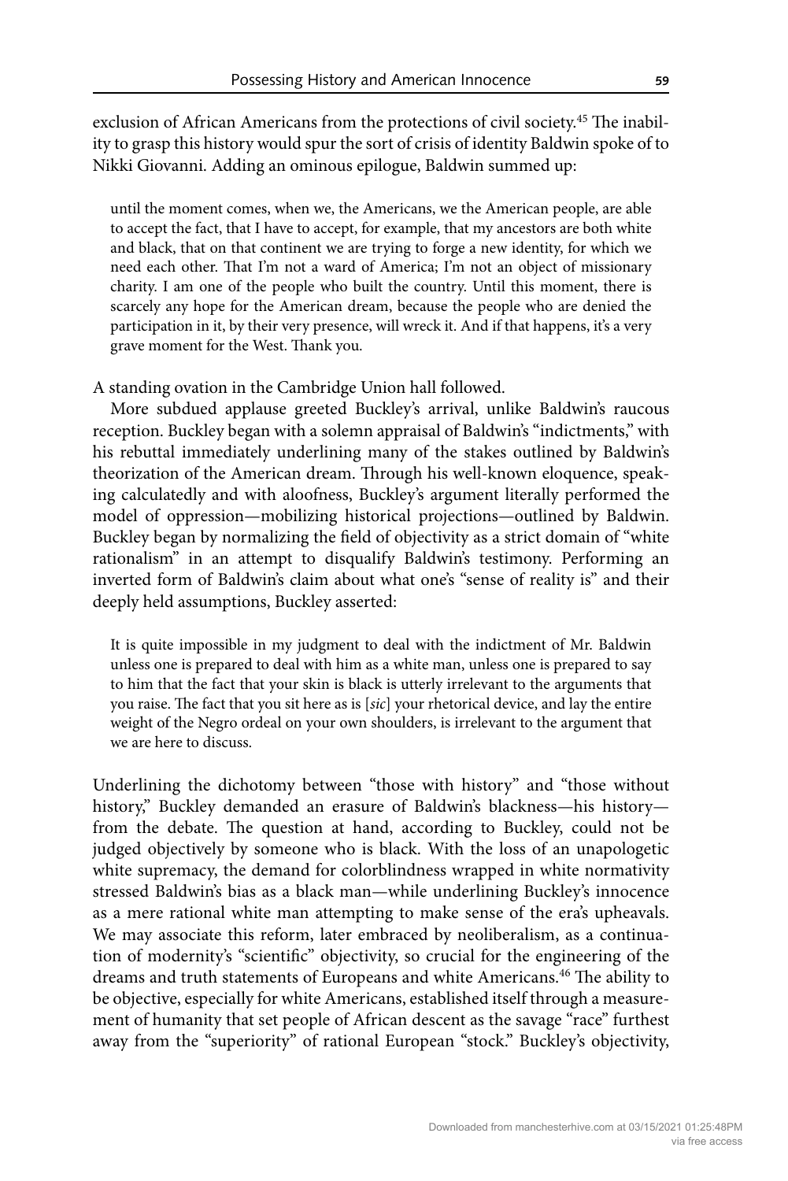exclusion of African Americans from the protections of civil society.[45] The inability to grasp this history would spur the sort of crisis of identity Baldwin spoke of to Nikki Giovanni. Adding an ominous epilogue, Baldwin summed up:

> until the moment comes, when we, the Americans, we the American people, are able to accept the fact, that I have to accept, for example, that my ancestors are both white and black, that on that continent we are trying to forge a new identity, for which we need each other. That I'm not a ward of America; I'm not an object of missionary charity. I am one of the people who built the country. Until this moment, there is scarcely any hope for the American dream, because the people who are denied the participation in it, by their very presence, will wreck it. And if that happens, it's a very grave moment for the West. Thank you.

A standing ovation in the Cambridge Union hall followed.

More subdued applause greeted Buckley's arrival, unlike Baldwin's raucous reception. Buckley began with a solemn appraisal of Baldwin's "indictments," with his rebuttal immediately underlining many of the stakes outlined by Baldwin's theorization of the American dream. Through his well-known eloquence, speaking calculatedly and with aloofness, Buckley's argument literally performed the model of oppression—mobilizing historical projections—outlined by Baldwin. Buckley began by normalizing the field of objectivity as a strict domain of "white rationalism" in an attempt to disqualify Baldwin's testimony. Performing an inverted form of Baldwin's claim about what one's "sense of reality is" and their deeply held assumptions, Buckley asserted:

> It is quite impossible in my judgment to deal with the indictment of Mr. Baldwin unless one is prepared to deal with him as a white man, unless one is prepared to say to him that the fact that your skin is black is utterly irrelevant to the arguments that you raise. The fact that you sit here as is [*sic*] your rhetorical device, and lay the entire weight of the Negro ordeal on your own shoulders, is irrelevant to the argument that we are here to discuss.

Underlining the dichotomy between "those with history" and "those without history," Buckley demanded an erasure of Baldwin's blackness—his history—from the debate. The question at hand, according to Buckley, could not be judged objectively by someone who is black. With the loss of an unapologetic white supremacy, the demand for colorblindness wrapped in white normativity stressed Baldwin's bias as a black man—while underlining Buckley's innocence as a mere rational white man attempting to make sense of the era's upheavals. We may associate this reform, later embraced by neoliberalism, as a continuation of modernity's "scientific" objectivity, so crucial for the engineering of the dreams and truth statements of Europeans and white Americans.[46] The ability to be objective, especially for white Americans, established itself through a measurement of humanity that set people of African descent as the savage "race" furthest away from the "superiority" of rational European "stock." Buckley's objectivity,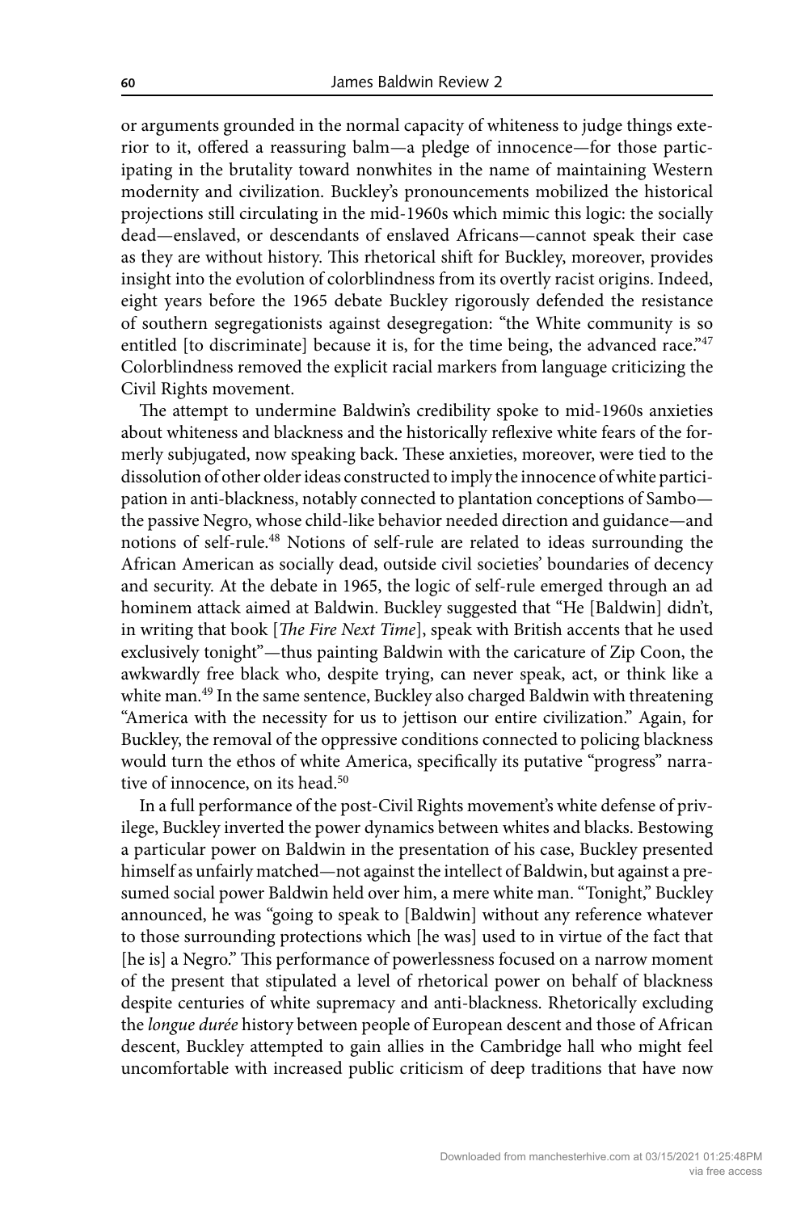or arguments grounded in the normal capacity of whiteness to judge things exterior to it, offered a reassuring balm—a pledge of innocence—for those participating in the brutality toward nonwhites in the name of maintaining Western modernity and civilization. Buckley's pronouncements mobilized the historical projections still circulating in the mid-1960s which mimic this logic: the socially dead—enslaved, or descendants of enslaved Africans—cannot speak their case as they are without history. This rhetorical shift for Buckley, moreover, provides insight into the evolution of colorblindness from its overtly racist origins. Indeed, eight years before the 1965 debate Buckley rigorously defended the resistance of southern segregationists against desegregation: "the White community is so entitled [to discriminate] because it is, for the time being, the advanced race."[47] Colorblindness removed the explicit racial markers from language criticizing the Civil Rights movement.

The attempt to undermine Baldwin's credibility spoke to mid-1960s anxieties about whiteness and blackness and the historically reflexive white fears of the formerly subjugated, now speaking back. These anxieties, moreover, were tied to the dissolution of other older ideas constructed to imply the innocence of white participation in anti-blackness, notably connected to plantation conceptions of Sambo—the passive Negro, whose child-like behavior needed direction and guidance—and notions of self-rule.[48] Notions of self-rule are related to ideas surrounding the African American as socially dead, outside civil societies' boundaries of decency and security. At the debate in 1965, the logic of self-rule emerged through an ad hominem attack aimed at Baldwin. Buckley suggested that "He [Baldwin] didn't, in writing that book [*The Fire Next Time*], speak with British accents that he used exclusively tonight"—thus painting Baldwin with the caricature of Zip Coon, the awkwardly free black who, despite trying, can never speak, act, or think like a white man.[49] In the same sentence, Buckley also charged Baldwin with threatening "America with the necessity for us to jettison our entire civilization." Again, for Buckley, the removal of the oppressive conditions connected to policing blackness would turn the ethos of white America, specifically its putative "progress" narrative of innocence, on its head.[50]

In a full performance of the post-Civil Rights movement's white defense of privilege, Buckley inverted the power dynamics between whites and blacks. Bestowing a particular power on Baldwin in the presentation of his case, Buckley presented himself as unfairly matched—not against the intellect of Baldwin, but against a presumed social power Baldwin held over him, a mere white man. "Tonight," Buckley announced, he was "going to speak to [Baldwin] without any reference whatever to those surrounding protections which [he was] used to in virtue of the fact that [he is] a Negro." This performance of powerlessness focused on a narrow moment of the present that stipulated a level of rhetorical power on behalf of blackness despite centuries of white supremacy and anti-blackness. Rhetorically excluding the *longue durée* history between people of European descent and those of African descent, Buckley attempted to gain allies in the Cambridge hall who might feel uncomfortable with increased public criticism of deep traditions that have now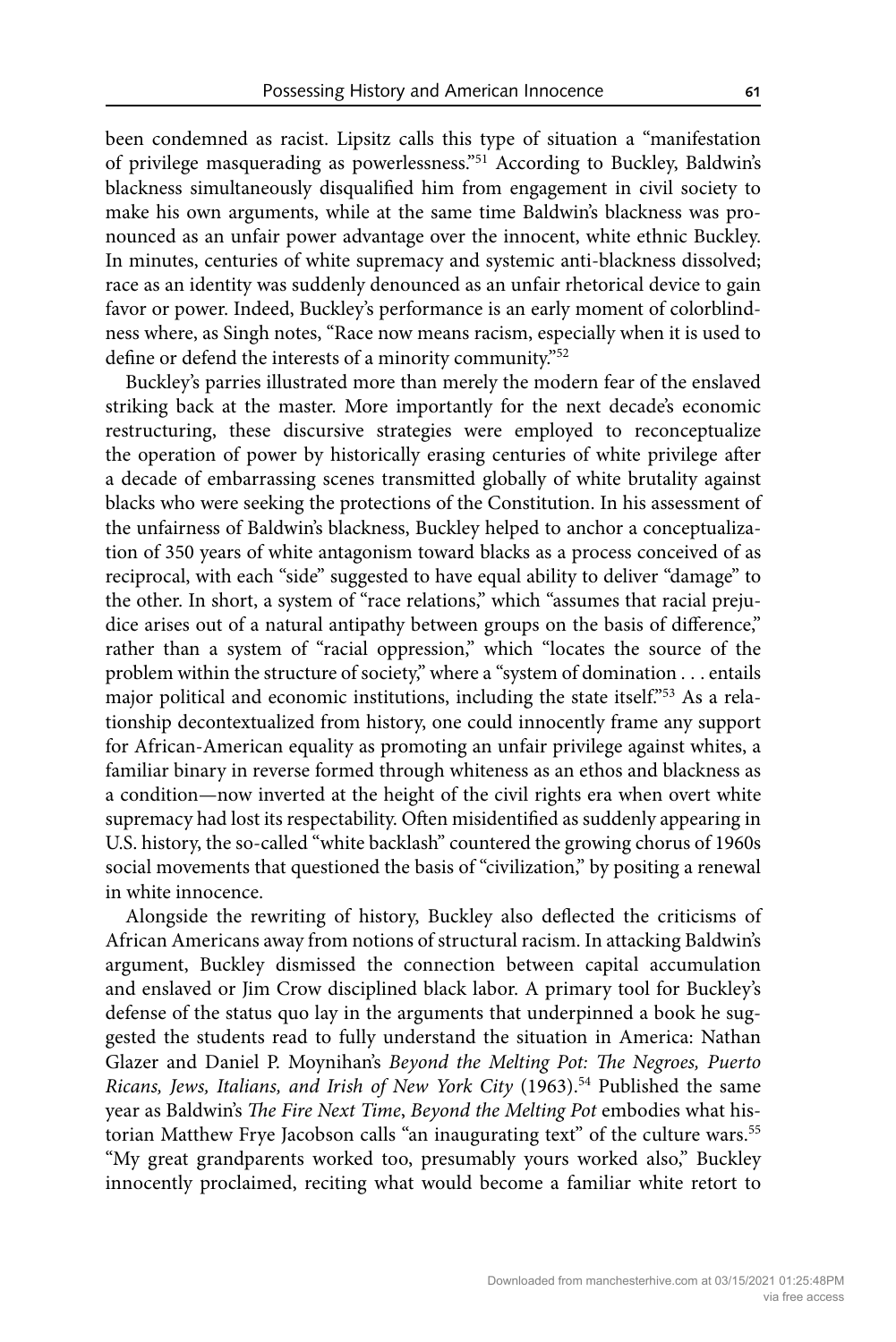been condemned as racist. Lipsitz calls this type of situation a "manifestation of privilege masquerading as powerlessness."[51] According to Buckley, Baldwin's blackness simultaneously disqualified him from engagement in civil society to make his own arguments, while at the same time Baldwin's blackness was pronounced as an unfair power advantage over the innocent, white ethnic Buckley. In minutes, centuries of white supremacy and systemic anti-blackness dissolved; race as an identity was suddenly denounced as an unfair rhetorical device to gain favor or power. Indeed, Buckley's performance is an early moment of colorblindness where, as Singh notes, "Race now means racism, especially when it is used to define or defend the interests of a minority community."[52]

Buckley's parries illustrated more than merely the modern fear of the enslaved striking back at the master. More importantly for the next decade's economic restructuring, these discursive strategies were employed to reconceptualize the operation of power by historically erasing centuries of white privilege after a decade of embarrassing scenes transmitted globally of white brutality against blacks who were seeking the protections of the Constitution. In his assessment of the unfairness of Baldwin's blackness, Buckley helped to anchor a conceptualization of 350 years of white antagonism toward blacks as a process conceived of as reciprocal, with each "side" suggested to have equal ability to deliver "damage" to the other. In short, a system of "race relations," which "assumes that racial prejudice arises out of a natural antipathy between groups on the basis of difference," rather than a system of "racial oppression," which "locates the source of the problem within the structure of society," where a "system of domination . . . entails major political and economic institutions, including the state itself."[53] As a relationship decontextualized from history, one could innocently frame any support for African-American equality as promoting an unfair privilege against whites, a familiar binary in reverse formed through whiteness as an ethos and blackness as a condition—now inverted at the height of the civil rights era when overt white supremacy had lost its respectability. Often misidentified as suddenly appearing in U.S. history, the so-called "white backlash" countered the growing chorus of 1960s social movements that questioned the basis of "civilization," by positing a renewal in white innocence.

Alongside the rewriting of history, Buckley also deflected the criticisms of African Americans away from notions of structural racism. In attacking Baldwin's argument, Buckley dismissed the connection between capital accumulation and enslaved or Jim Crow disciplined black labor. A primary tool for Buckley's defense of the status quo lay in the arguments that underpinned a book he suggested the students read to fully understand the situation in America: Nathan Glazer and Daniel P. Moynihan's *Beyond the Melting Pot: The Negroes, Puerto Ricans, Jews, Italians, and Irish of New York City* (1963).[54] Published the same year as Baldwin's *The Fire Next Time*, *Beyond the Melting Pot* embodies what historian Matthew Frye Jacobson calls "an inaugurating text" of the culture wars.[55] "My great grandparents worked too, presumably yours worked also," Buckley innocently proclaimed, reciting what would become a familiar white retort to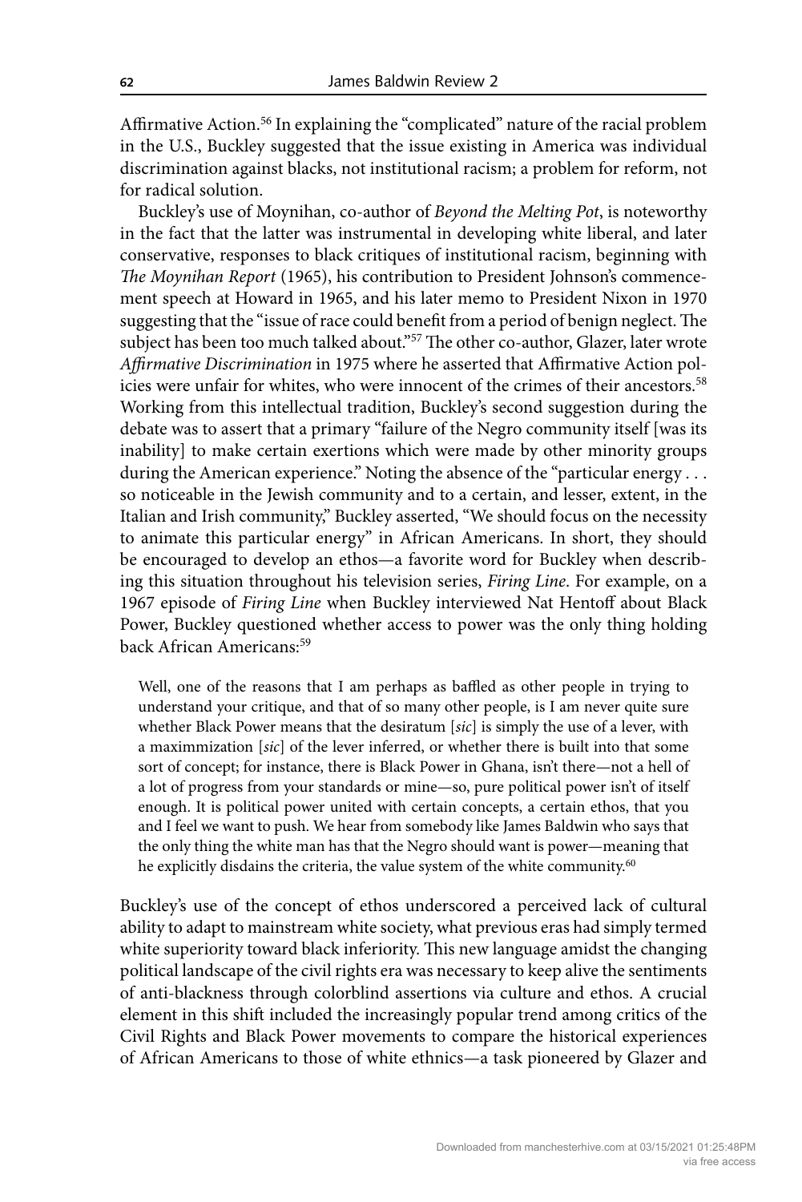Affirmative Action.[56] In explaining the "complicated" nature of the racial problem in the U.S., Buckley suggested that the issue existing in America was individual discrimination against blacks, not institutional racism; a problem for reform, not for radical solution.

Buckley's use of Moynihan, co-author of *Beyond the Melting Pot*, is noteworthy in the fact that the latter was instrumental in developing white liberal, and later conservative, responses to black critiques of institutional racism, beginning with *The Moynihan Report* (1965), his contribution to President Johnson's commencement speech at Howard in 1965, and his later memo to President Nixon in 1970 suggesting that the "issue of race could benefit from a period of benign neglect. The subject has been too much talked about."[57] The other co-author, Glazer, later wrote *Affirmative Discrimination* in 1975 where he asserted that Affirmative Action policies were unfair for whites, who were innocent of the crimes of their ancestors.[58] Working from this intellectual tradition, Buckley's second suggestion during the debate was to assert that a primary "failure of the Negro community itself [was its inability] to make certain exertions which were made by other minority groups during the American experience." Noting the absence of the "particular energy . . . so noticeable in the Jewish community and to a certain, and lesser, extent, in the Italian and Irish community," Buckley asserted, "We should focus on the necessity to animate this particular energy" in African Americans. In short, they should be encouraged to develop an ethos—a favorite word for Buckley when describing this situation throughout his television series, *Firing Line*. For example, on a 1967 episode of *Firing Line* when Buckley interviewed Nat Hentoff about Black Power, Buckley questioned whether access to power was the only thing holding back African Americans:[59]

> Well, one of the reasons that I am perhaps as baffled as other people in trying to understand your critique, and that of so many other people, is I am never quite sure whether Black Power means that the desiratum [*sic*] is simply the use of a lever, with a maximmization [*sic*] of the lever inferred, or whether there is built into that some sort of concept; for instance, there is Black Power in Ghana, isn't there—not a hell of a lot of progress from your standards or mine—so, pure political power isn't of itself enough. It is political power united with certain concepts, a certain ethos, that you and I feel we want to push. We hear from somebody like James Baldwin who says that the only thing the white man has that the Negro should want is power—meaning that he explicitly disdains the criteria, the value system of the white community.[60]

Buckley's use of the concept of ethos underscored a perceived lack of cultural ability to adapt to mainstream white society, what previous eras had simply termed white superiority toward black inferiority. This new language amidst the changing political landscape of the civil rights era was necessary to keep alive the sentiments of anti-blackness through colorblind assertions via culture and ethos. A crucial element in this shift included the increasingly popular trend among critics of the Civil Rights and Black Power movements to compare the historical experiences of African Americans to those of white ethnics—a task pioneered by Glazer and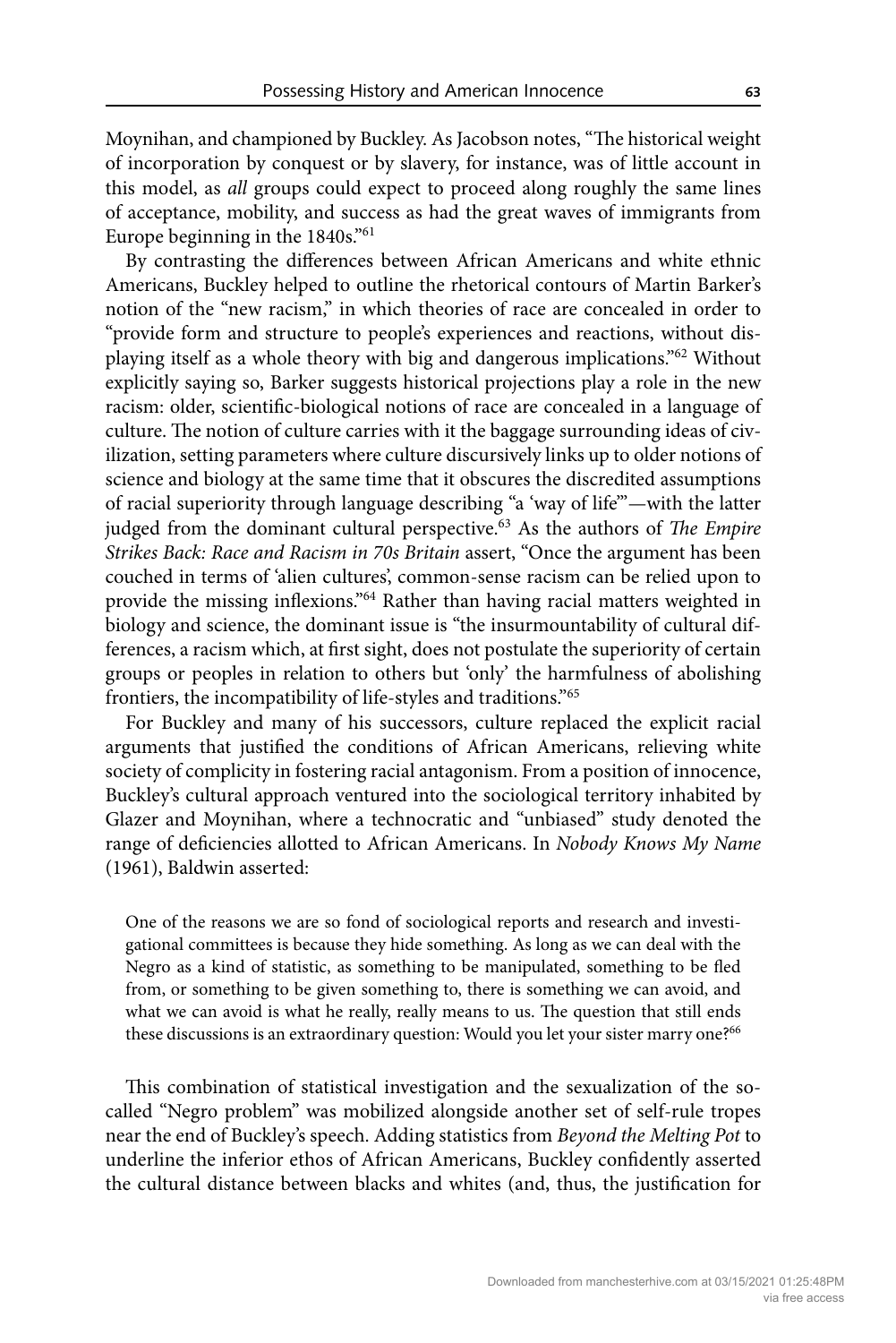Moynihan, and championed by Buckley. As Jacobson notes, "The historical weight of incorporation by conquest or by slavery, for instance, was of little account in this model, as *all* groups could expect to proceed along roughly the same lines of acceptance, mobility, and success as had the great waves of immigrants from Europe beginning in the 1840s."[61]

By contrasting the differences between African Americans and white ethnic Americans, Buckley helped to outline the rhetorical contours of Martin Barker's notion of the "new racism," in which theories of race are concealed in order to "provide form and structure to people's experiences and reactions, without displaying itself as a whole theory with big and dangerous implications."[62] Without explicitly saying so, Barker suggests historical projections play a role in the new racism: older, scientific-biological notions of race are concealed in a language of culture. The notion of culture carries with it the baggage surrounding ideas of civilization, setting parameters where culture discursively links up to older notions of science and biology at the same time that it obscures the discredited assumptions of racial superiority through language describing "a 'way of life'"—with the latter judged from the dominant cultural perspective.[63] As the authors of *The Empire Strikes Back: Race and Racism in 70s Britain* assert, "Once the argument has been couched in terms of 'alien cultures', common-sense racism can be relied upon to provide the missing inflexions."[64] Rather than having racial matters weighted in biology and science, the dominant issue is "the insurmountability of cultural differences, a racism which, at first sight, does not postulate the superiority of certain groups or peoples in relation to others but 'only' the harmfulness of abolishing frontiers, the incompatibility of life-styles and traditions."[65]

For Buckley and many of his successors, culture replaced the explicit racial arguments that justified the conditions of African Americans, relieving white society of complicity in fostering racial antagonism. From a position of innocence, Buckley's cultural approach ventured into the sociological territory inhabited by Glazer and Moynihan, where a technocratic and "unbiased" study denoted the range of deficiencies allotted to African Americans. In *Nobody Knows My Name* (1961), Baldwin asserted:

> One of the reasons we are so fond of sociological reports and research and investigational committees is because they hide something. As long as we can deal with the Negro as a kind of statistic, as something to be manipulated, something to be fled from, or something to be given something to, there is something we can avoid, and what we can avoid is what he really, really means to us. The question that still ends these discussions is an extraordinary question: Would you let your sister marry one?[66]

This combination of statistical investigation and the sexualization of the so-called "Negro problem" was mobilized alongside another set of self-rule tropes near the end of Buckley's speech. Adding statistics from *Beyond the Melting Pot* to underline the inferior ethos of African Americans, Buckley confidently asserted the cultural distance between blacks and whites (and, thus, the justification for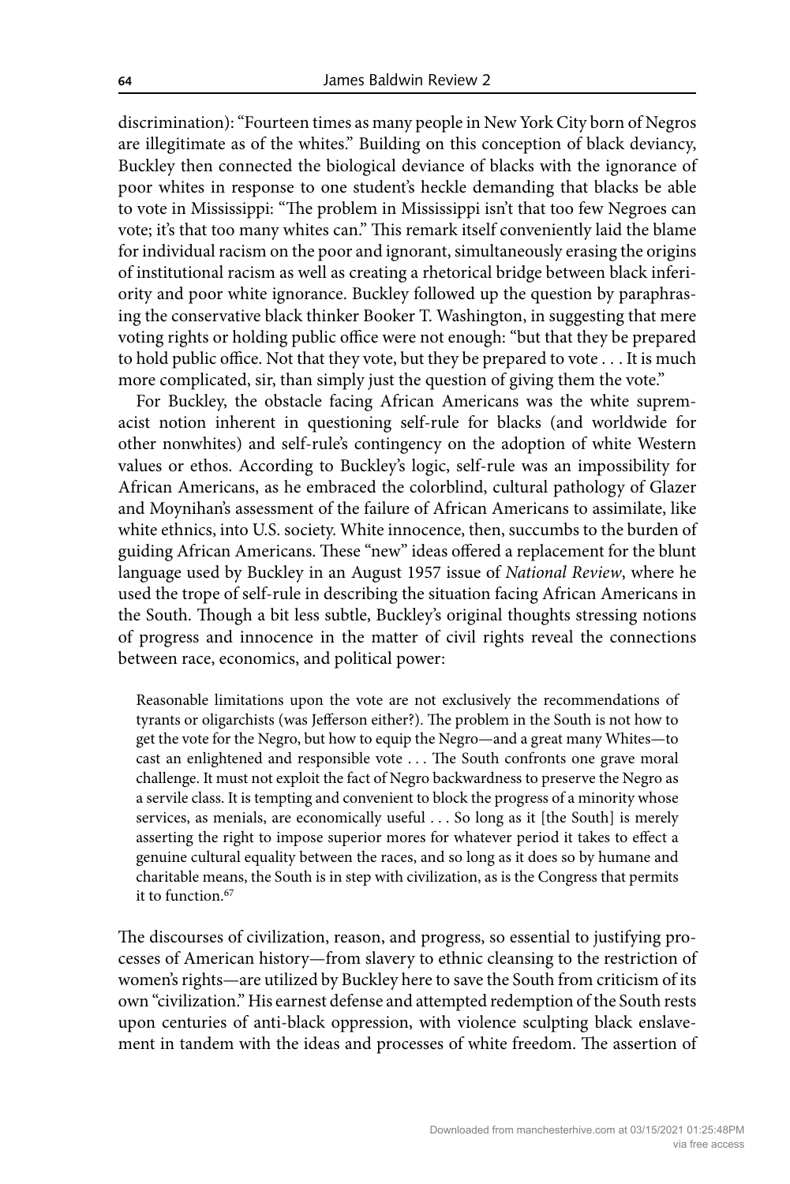discrimination): "Fourteen times as many people in New York City born of Negros are illegitimate as of the whites." Building on this conception of black deviancy, Buckley then connected the biological deviance of blacks with the ignorance of poor whites in response to one student's heckle demanding that blacks be able to vote in Mississippi: "The problem in Mississippi isn't that too few Negroes can vote; it's that too many whites can." This remark itself conveniently laid the blame for individual racism on the poor and ignorant, simultaneously erasing the origins of institutional racism as well as creating a rhetorical bridge between black inferiority and poor white ignorance. Buckley followed up the question by paraphrasing the conservative black thinker Booker T. Washington, in suggesting that mere voting rights or holding public office were not enough: "but that they be prepared to hold public office. Not that they vote, but they be prepared to vote . . . It is much more complicated, sir, than simply just the question of giving them the vote."

For Buckley, the obstacle facing African Americans was the white supremacist notion inherent in questioning self-rule for blacks (and worldwide for other nonwhites) and self-rule's contingency on the adoption of white Western values or ethos. According to Buckley's logic, self-rule was an impossibility for African Americans, as he embraced the colorblind, cultural pathology of Glazer and Moynihan's assessment of the failure of African Americans to assimilate, like white ethnics, into U.S. society. White innocence, then, succumbs to the burden of guiding African Americans. These "new" ideas offered a replacement for the blunt language used by Buckley in an August 1957 issue of *National Review*, where he used the trope of self-rule in describing the situation facing African Americans in the South. Though a bit less subtle, Buckley's original thoughts stressing notions of progress and innocence in the matter of civil rights reveal the connections between race, economics, and political power:

> Reasonable limitations upon the vote are not exclusively the recommendations of tyrants or oligarchists (was Jefferson either?). The problem in the South is not how to get the vote for the Negro, but how to equip the Negro—and a great many Whites—to cast an enlightened and responsible vote . . . The South confronts one grave moral challenge. It must not exploit the fact of Negro backwardness to preserve the Negro as a servile class. It is tempting and convenient to block the progress of a minority whose services, as menials, are economically useful . . . So long as it [the South] is merely asserting the right to impose superior mores for whatever period it takes to effect a genuine cultural equality between the races, and so long as it does so by humane and charitable means, the South is in step with civilization, as is the Congress that permits it to function.[67]

The discourses of civilization, reason, and progress, so essential to justifying processes of American history—from slavery to ethnic cleansing to the restriction of women's rights—are utilized by Buckley here to save the South from criticism of its own "civilization." His earnest defense and attempted redemption of the South rests upon centuries of anti-black oppression, with violence sculpting black enslavement in tandem with the ideas and processes of white freedom. The assertion of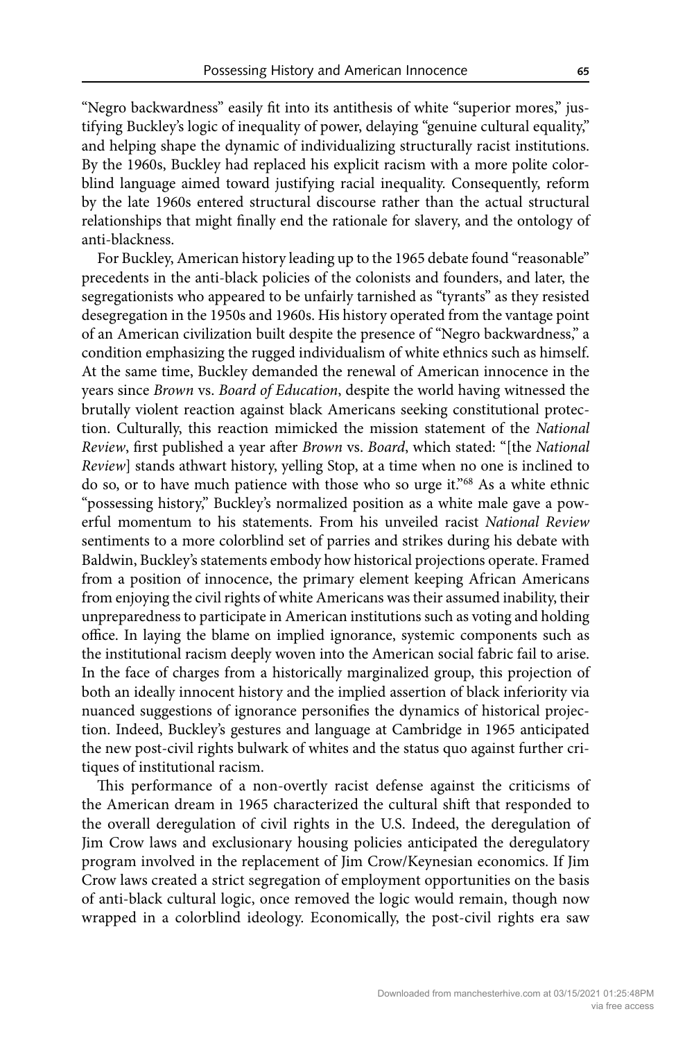"Negro backwardness" easily fit into its antithesis of white "superior mores," justifying Buckley's logic of inequality of power, delaying "genuine cultural equality," and helping shape the dynamic of individualizing structurally racist institutions. By the 1960s, Buckley had replaced his explicit racism with a more polite colorblind language aimed toward justifying racial inequality. Consequently, reform by the late 1960s entered structural discourse rather than the actual structural relationships that might finally end the rationale for slavery, and the ontology of anti-blackness.

For Buckley, American history leading up to the 1965 debate found "reasonable" precedents in the anti-black policies of the colonists and founders, and later, the segregationists who appeared to be unfairly tarnished as "tyrants" as they resisted desegregation in the 1950s and 1960s. His history operated from the vantage point of an American civilization built despite the presence of "Negro backwardness," a condition emphasizing the rugged individualism of white ethnics such as himself. At the same time, Buckley demanded the renewal of American innocence in the years since *Brown* vs. *Board of Education*, despite the world having witnessed the brutally violent reaction against black Americans seeking constitutional protection. Culturally, this reaction mimicked the mission statement of the *National Review*, first published a year after *Brown* vs. *Board*, which stated: "[the *National Review*] stands athwart history, yelling Stop, at a time when no one is inclined to do so, or to have much patience with those who so urge it."[68] As a white ethnic "possessing history," Buckley's normalized position as a white male gave a powerful momentum to his statements. From his unveiled racist *National Review* sentiments to a more colorblind set of parries and strikes during his debate with Baldwin, Buckley's statements embody how historical projections operate. Framed from a position of innocence, the primary element keeping African Americans from enjoying the civil rights of white Americans was their assumed inability, their unpreparedness to participate in American institutions such as voting and holding office. In laying the blame on implied ignorance, systemic components such as the institutional racism deeply woven into the American social fabric fail to arise. In the face of charges from a historically marginalized group, this projection of both an ideally innocent history and the implied assertion of black inferiority via nuanced suggestions of ignorance personifies the dynamics of historical projection. Indeed, Buckley's gestures and language at Cambridge in 1965 anticipated the new post-civil rights bulwark of whites and the status quo against further critiques of institutional racism.

This performance of a non-overtly racist defense against the criticisms of the American dream in 1965 characterized the cultural shift that responded to the overall deregulation of civil rights in the U.S. Indeed, the deregulation of Jim Crow laws and exclusionary housing policies anticipated the deregulatory program involved in the replacement of Jim Crow/Keynesian economics. If Jim Crow laws created a strict segregation of employment opportunities on the basis of anti-black cultural logic, once removed the logic would remain, though now wrapped in a colorblind ideology. Economically, the post-civil rights era saw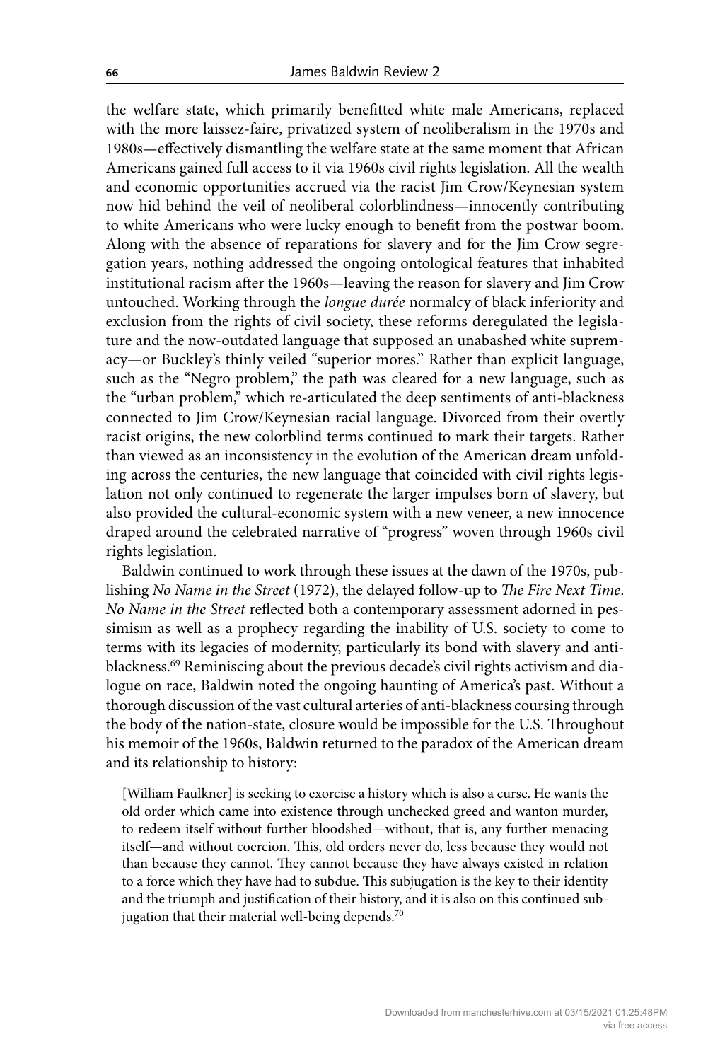the welfare state, which primarily benefitted white male Americans, replaced with the more laissez-faire, privatized system of neoliberalism in the 1970s and 1980s—effectively dismantling the welfare state at the same moment that African Americans gained full access to it via 1960s civil rights legislation. All the wealth and economic opportunities accrued via the racist Jim Crow/Keynesian system now hid behind the veil of neoliberal colorblindness—innocently contributing to white Americans who were lucky enough to benefit from the postwar boom. Along with the absence of reparations for slavery and for the Jim Crow segregation years, nothing addressed the ongoing ontological features that inhabited institutional racism after the 1960s—leaving the reason for slavery and Jim Crow untouched. Working through the *longue durée* normalcy of black inferiority and exclusion from the rights of civil society, these reforms deregulated the legislature and the now-outdated language that supposed an unabashed white supremacy—or Buckley's thinly veiled "superior mores." Rather than explicit language, such as the "Negro problem," the path was cleared for a new language, such as the "urban problem," which re-articulated the deep sentiments of anti-blackness connected to Jim Crow/Keynesian racial language. Divorced from their overtly racist origins, the new colorblind terms continued to mark their targets. Rather than viewed as an inconsistency in the evolution of the American dream unfolding across the centuries, the new language that coincided with civil rights legislation not only continued to regenerate the larger impulses born of slavery, but also provided the cultural-economic system with a new veneer, a new innocence draped around the celebrated narrative of "progress" woven through 1960s civil rights legislation.

Baldwin continued to work through these issues at the dawn of the 1970s, publishing *No Name in the Street* (1972), the delayed follow-up to *The Fire Next Time*. *No Name in the Street* reflected both a contemporary assessment adorned in pessimism as well as a prophecy regarding the inability of U.S. society to come to terms with its legacies of modernity, particularly its bond with slavery and anti-blackness.[69] Reminiscing about the previous decade's civil rights activism and dialogue on race, Baldwin noted the ongoing haunting of America's past. Without a thorough discussion of the vast cultural arteries of anti-blackness coursing through the body of the nation-state, closure would be impossible for the U.S. Throughout his memoir of the 1960s, Baldwin returned to the paradox of the American dream and its relationship to history:

> [William Faulkner] is seeking to exorcise a history which is also a curse. He wants the old order which came into existence through unchecked greed and wanton murder, to redeem itself without further bloodshed—without, that is, any further menacing itself—and without coercion. This, old orders never do, less because they would not than because they cannot. They cannot because they have always existed in relation to a force which they have had to subdue. This subjugation is the key to their identity and the triumph and justification of their history, and it is also on this continued subjugation that their material well-being depends.[70]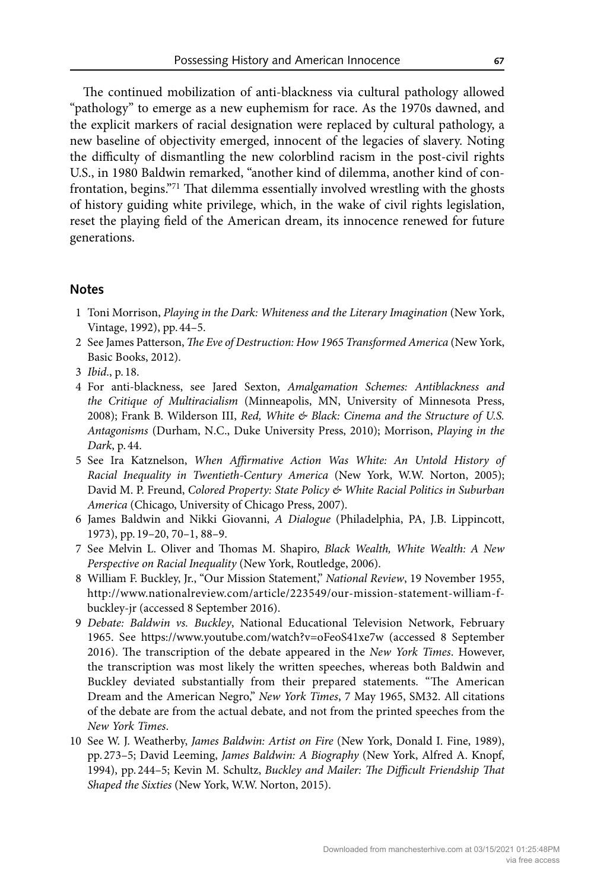The continued mobilization of anti-blackness via cultural pathology allowed "pathology" to emerge as a new euphemism for race. As the 1970s dawned, and the explicit markers of racial designation were replaced by cultural pathology, a new baseline of objectivity emerged, innocent of the legacies of slavery. Noting the difficulty of dismantling the new colorblind racism in the post-civil rights U.S., in 1980 Baldwin remarked, "another kind of dilemma, another kind of confrontation, begins."[71] That dilemma essentially involved wrestling with the ghosts of history guiding white privilege, which, in the wake of civil rights legislation, reset the playing field of the American dream, its innocence renewed for future generations.

## Notes

1 Toni Morrison, *Playing in the Dark: Whiteness and the Literary Imagination* (New York, Vintage, 1992), pp. 44–5.

2 See James Patterson, *The Eve of Destruction: How 1965 Transformed America* (New York, Basic Books, 2012).

3 *Ibid*., p. 18.

4 For anti-blackness, see Jared Sexton, *Amalgamation Schemes: Antiblackness and the Critique of Multiracialism* (Minneapolis, MN, University of Minnesota Press, 2008); Frank B. Wilderson III, *Red, White & Black: Cinema and the Structure of U.S. Antagonisms* (Durham, N.C., Duke University Press, 2010); Morrison, *Playing in the Dark*, p. 44.

5 See Ira Katznelson, *When Affirmative Action Was White: An Untold History of Racial Inequality in Twentieth-Century America* (New York, W.W. Norton, 2005); David M. P. Freund, *Colored Property: State Policy & White Racial Politics in Suburban America* (Chicago, University of Chicago Press, 2007).

6 James Baldwin and Nikki Giovanni, *A Dialogue* (Philadelphia, PA, J.B. Lippincott, 1973), pp. 19–20, 70–1, 88–9.

7 See Melvin L. Oliver and Thomas M. Shapiro, *Black Wealth, White Wealth: A New Perspective on Racial Inequality* (New York, Routledge, 2006).

8 William F. Buckley, Jr., "Our Mission Statement," *National Review*, 19 November 1955, http://www.nationalreview.com/article/223549/our-mission-statement-william-f-buckley-jr (accessed 8 September 2016).

9 *Debate: Baldwin vs. Buckley*, National Educational Television Network, February 1965. See https://www.youtube.com/watch?v=oFeoS41xe7w (accessed 8 September 2016). The transcription of the debate appeared in the *New York Times*. However, the transcription was most likely the written speeches, whereas both Baldwin and Buckley deviated substantially from their prepared statements. "The American Dream and the American Negro," *New York Times*, 7 May 1965, SM32. All citations of the debate are from the actual debate, and not from the printed speeches from the *New York Times*.

10 See W. J. Weatherby, *James Baldwin: Artist on Fire* (New York, Donald I. Fine, 1989), pp. 273–5; David Leeming, *James Baldwin: A Biography* (New York, Alfred A. Knopf, 1994), pp. 244–5; Kevin M. Schultz, *Buckley and Mailer: The Difficult Friendship That Shaped the Sixties* (New York, W.W. Norton, 2015).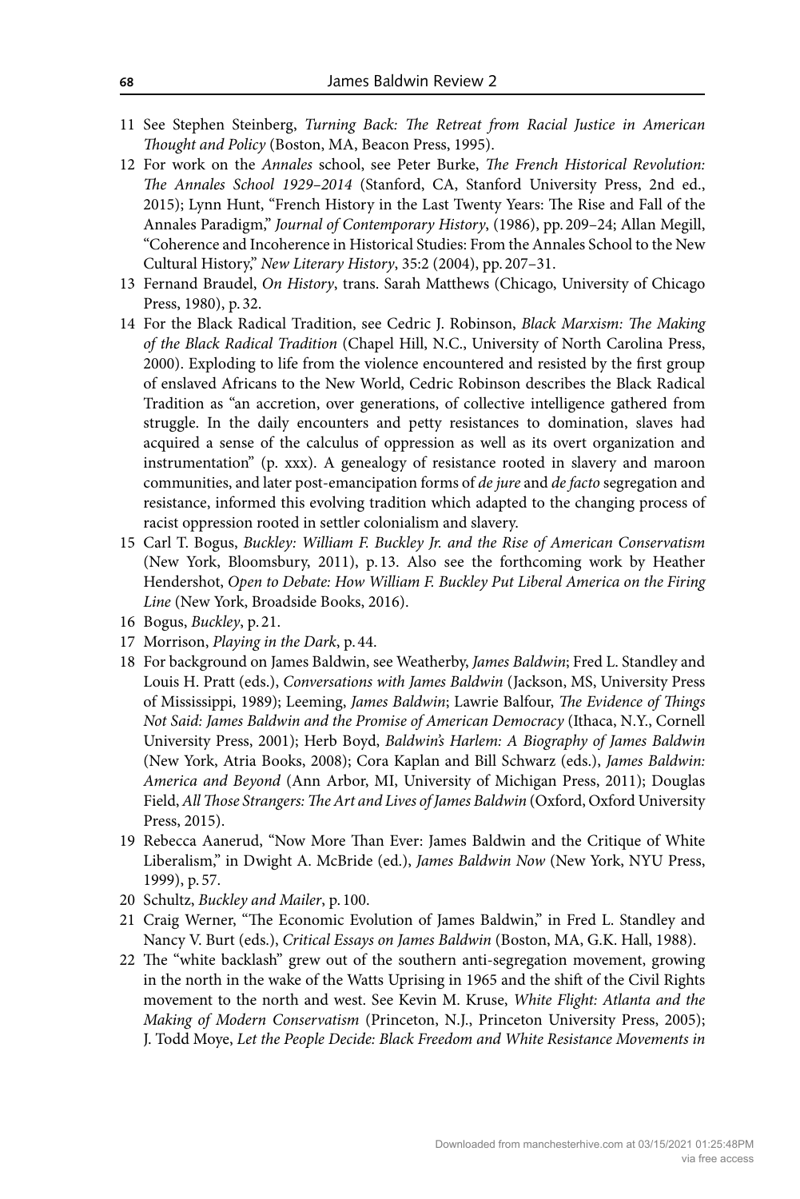11 See Stephen Steinberg, *Turning Back: The Retreat from Racial Justice in American Thought and Policy* (Boston, MA, Beacon Press, 1995).

12 For work on the *Annales* school, see Peter Burke, *The French Historical Revolution: The Annales School 1929–2014* (Stanford, CA, Stanford University Press, 2nd ed., 2015); Lynn Hunt, "French History in the Last Twenty Years: The Rise and Fall of the Annales Paradigm," *Journal of Contemporary History*, (1986), pp. 209–24; Allan Megill, "Coherence and Incoherence in Historical Studies: From the Annales School to the New Cultural History," *New Literary History*, 35:2 (2004), pp. 207–31.

13 Fernand Braudel, *On History*, trans. Sarah Matthews (Chicago, University of Chicago Press, 1980), p. 32.

14 For the Black Radical Tradition, see Cedric J. Robinson, *Black Marxism: The Making of the Black Radical Tradition* (Chapel Hill, N.C., University of North Carolina Press, 2000). Exploding to life from the violence encountered and resisted by the first group of enslaved Africans to the New World, Cedric Robinson describes the Black Radical Tradition as "an accretion, over generations, of collective intelligence gathered from struggle. In the daily encounters and petty resistances to domination, slaves had acquired a sense of the calculus of oppression as well as its overt organization and instrumentation" (p. xxx). A genealogy of resistance rooted in slavery and maroon communities, and later post-emancipation forms of *de jure* and *de facto* segregation and resistance, informed this evolving tradition which adapted to the changing process of racist oppression rooted in settler colonialism and slavery.

15 Carl T. Bogus, *Buckley: William F. Buckley Jr. and the Rise of American Conservatism* (New York, Bloomsbury, 2011), p. 13. Also see the forthcoming work by Heather Hendershot, *Open to Debate: How William F. Buckley Put Liberal America on the Firing Line* (New York, Broadside Books, 2016).

16 Bogus, *Buckley*, p. 21.

17 Morrison, *Playing in the Dark*, p. 44.

18 For background on James Baldwin, see Weatherby, *James Baldwin*; Fred L. Standley and Louis H. Pratt (eds.), *Conversations with James Baldwin* (Jackson, MS, University Press of Mississippi, 1989); Leeming, *James Baldwin*; Lawrie Balfour, *The Evidence of Things Not Said: James Baldwin and the Promise of American Democracy* (Ithaca, N.Y., Cornell University Press, 2001); Herb Boyd, *Baldwin's Harlem: A Biography of James Baldwin* (New York, Atria Books, 2008); Cora Kaplan and Bill Schwarz (eds.), *James Baldwin: America and Beyond* (Ann Arbor, MI, University of Michigan Press, 2011); Douglas Field, *All Those Strangers: The Art and Lives of James Baldwin* (Oxford, Oxford University Press, 2015).

19 Rebecca Aanerud, "Now More Than Ever: James Baldwin and the Critique of White Liberalism," in Dwight A. McBride (ed.), *James Baldwin Now* (New York, NYU Press, 1999), p. 57.

20 Schultz, *Buckley and Mailer*, p. 100.

21 Craig Werner, "The Economic Evolution of James Baldwin," in Fred L. Standley and Nancy V. Burt (eds.), *Critical Essays on James Baldwin* (Boston, MA, G.K. Hall, 1988).

22 The "white backlash" grew out of the southern anti-segregation movement, growing in the north in the wake of the Watts Uprising in 1965 and the shift of the Civil Rights movement to the north and west. See Kevin M. Kruse, *White Flight: Atlanta and the Making of Modern Conservatism* (Princeton, N.J., Princeton University Press, 2005); J. Todd Moye, *Let the People Decide: Black Freedom and White Resistance Movements in*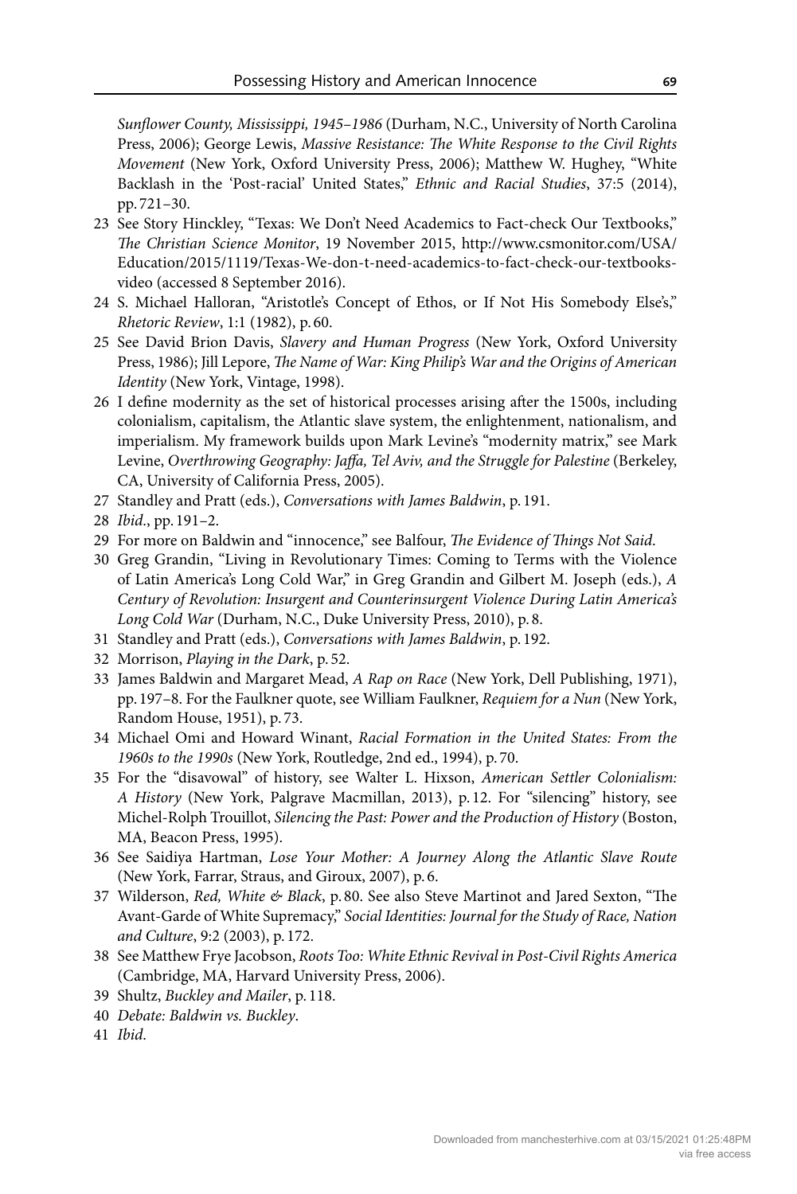*Sunflower County, Mississippi, 1945–1986* (Durham, N.C., University of North Carolina Press, 2006); George Lewis, *Massive Resistance: The White Response to the Civil Rights Movement* (New York, Oxford University Press, 2006); Matthew W. Hughey, "White Backlash in the 'Post-racial' United States," *Ethnic and Racial Studies*, 37:5 (2014), pp. 721–30.

23 See Story Hinckley, "Texas: We Don't Need Academics to Fact-check Our Textbooks," *The Christian Science Monitor*, 19 November 2015, http://www.csmonitor.com/USA/Education/2015/1119/Texas-We-don-t-need-academics-to-fact-check-our-textbooks-video (accessed 8 September 2016).

24 S. Michael Halloran, "Aristotle's Concept of Ethos, or If Not His Somebody Else's," *Rhetoric Review*, 1:1 (1982), p. 60.

25 See David Brion Davis, *Slavery and Human Progress* (New York, Oxford University Press, 1986); Jill Lepore, *The Name of War: King Philip's War and the Origins of American Identity* (New York, Vintage, 1998).

26 I define modernity as the set of historical processes arising after the 1500s, including colonialism, capitalism, the Atlantic slave system, the enlightenment, nationalism, and imperialism. My framework builds upon Mark Levine's "modernity matrix," see Mark Levine, *Overthrowing Geography: Jaffa, Tel Aviv, and the Struggle for Palestine* (Berkeley, CA, University of California Press, 2005).

27 Standley and Pratt (eds.), *Conversations with James Baldwin*, p. 191.

28 *Ibid*., pp. 191–2.

29 For more on Baldwin and "innocence," see Balfour, *The Evidence of Things Not Said*.

30 Greg Grandin, "Living in Revolutionary Times: Coming to Terms with the Violence of Latin America's Long Cold War," in Greg Grandin and Gilbert M. Joseph (eds.), *A Century of Revolution: Insurgent and Counterinsurgent Violence During Latin America's Long Cold War* (Durham, N.C., Duke University Press, 2010), p. 8.

31 Standley and Pratt (eds.), *Conversations with James Baldwin*, p. 192.

32 Morrison, *Playing in the Dark*, p. 52.

33 James Baldwin and Margaret Mead, *A Rap on Race* (New York, Dell Publishing, 1971), pp. 197–8. For the Faulkner quote, see William Faulkner, *Requiem for a Nun* (New York, Random House, 1951), p. 73.

34 Michael Omi and Howard Winant, *Racial Formation in the United States: From the 1960s to the 1990s* (New York, Routledge, 2nd ed., 1994), p. 70.

35 For the "disavowal" of history, see Walter L. Hixson, *American Settler Colonialism: A History* (New York, Palgrave Macmillan, 2013), p. 12. For "silencing" history, see Michel-Rolph Trouillot, *Silencing the Past: Power and the Production of History* (Boston, MA, Beacon Press, 1995).

36 See Saidiya Hartman, *Lose Your Mother: A Journey Along the Atlantic Slave Route* (New York, Farrar, Straus, and Giroux, 2007), p. 6.

37 Wilderson, *Red, White & Black*, p. 80. See also Steve Martinot and Jared Sexton, "The Avant-Garde of White Supremacy," *Social Identities: Journal for the Study of Race, Nation and Culture*, 9:2 (2003), p. 172.

38 See Matthew Frye Jacobson, *Roots Too: White Ethnic Revival in Post-Civil Rights America* (Cambridge, MA, Harvard University Press, 2006).

39 Shultz, *Buckley and Mailer*, p. 118.

40 *Debate: Baldwin vs. Buckley*.

41 *Ibid*.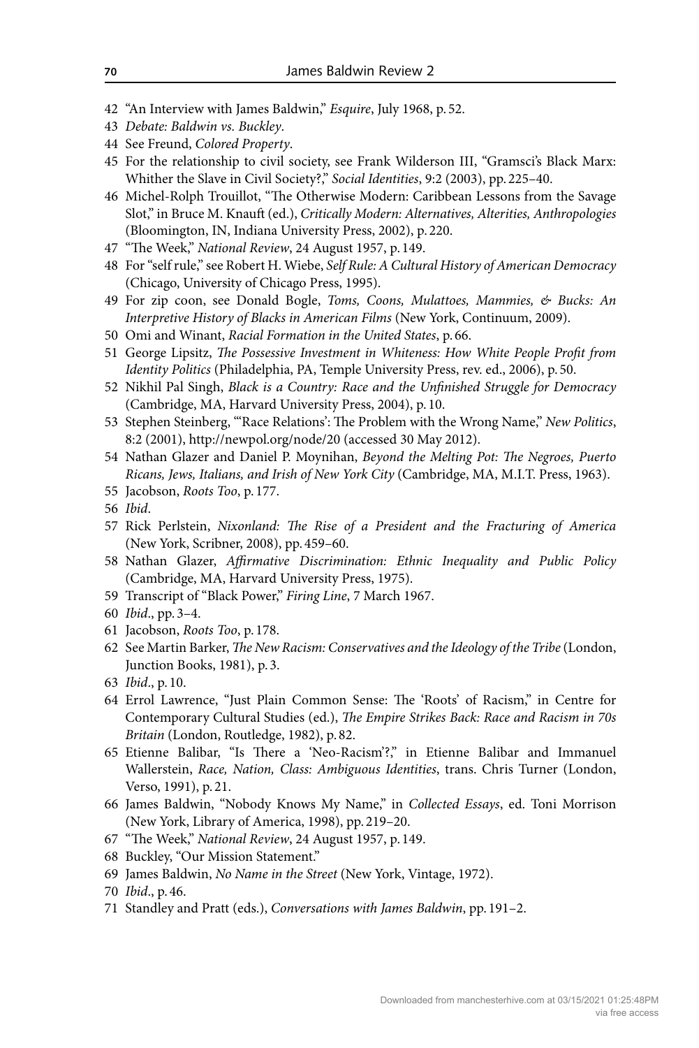42 "An Interview with James Baldwin," *Esquire*, July 1968, p. 52.

43 *Debate: Baldwin vs. Buckley*.

44 See Freund, *Colored Property*.

45 For the relationship to civil society, see Frank Wilderson III, "Gramsci's Black Marx: Whither the Slave in Civil Society?," *Social Identities*, 9:2 (2003), pp. 225–40.

46 Michel-Rolph Trouillot, "The Otherwise Modern: Caribbean Lessons from the Savage Slot," in Bruce M. Knauft (ed.), *Critically Modern: Alternatives, Alterities, Anthropologies* (Bloomington, IN, Indiana University Press, 2002), p. 220.

47 "The Week," *National Review*, 24 August 1957, p. 149.

48 For "self rule," see Robert H. Wiebe, *Self Rule: A Cultural History of American Democracy* (Chicago, University of Chicago Press, 1995).

49 For zip coon, see Donald Bogle, *Toms, Coons, Mulattoes, Mammies, & Bucks: An Interpretive History of Blacks in American Films* (New York, Continuum, 2009).

50 Omi and Winant, *Racial Formation in the United States*, p. 66.

51 George Lipsitz, *The Possessive Investment in Whiteness: How White People Profit from Identity Politics* (Philadelphia, PA, Temple University Press, rev. ed., 2006), p. 50.

52 Nikhil Pal Singh, *Black is a Country: Race and the Unfinished Struggle for Democracy* (Cambridge, MA, Harvard University Press, 2004), p. 10.

53 Stephen Steinberg, "'Race Relations': The Problem with the Wrong Name," *New Politics*, 8:2 (2001), http://newpol.org/node/20 (accessed 30 May 2012).

54 Nathan Glazer and Daniel P. Moynihan, *Beyond the Melting Pot: The Negroes, Puerto Ricans, Jews, Italians, and Irish of New York City* (Cambridge, MA, M.I.T. Press, 1963).

55 Jacobson, *Roots Too*, p. 177.

56 *Ibid*.

57 Rick Perlstein, *Nixonland: The Rise of a President and the Fracturing of America* (New York, Scribner, 2008), pp. 459–60.

58 Nathan Glazer, *Affirmative Discrimination: Ethnic Inequality and Public Policy* (Cambridge, MA, Harvard University Press, 1975).

59 Transcript of "Black Power," *Firing Line*, 7 March 1967.

60 *Ibid*., pp. 3–4.

61 Jacobson, *Roots Too*, p. 178.

62 See Martin Barker, *The New Racism: Conservatives and the Ideology of the Tribe* (London, Junction Books, 1981), p. 3.

63 *Ibid*., p. 10.

64 Errol Lawrence, "Just Plain Common Sense: The 'Roots' of Racism," in Centre for Contemporary Cultural Studies (ed.), *The Empire Strikes Back: Race and Racism in 70s Britain* (London, Routledge, 1982), p. 82.

65 Etienne Balibar, "Is There a 'Neo-Racism'?," in Etienne Balibar and Immanuel Wallerstein, *Race, Nation, Class: Ambiguous Identities*, trans. Chris Turner (London, Verso, 1991), p. 21.

66 James Baldwin, "Nobody Knows My Name," in *Collected Essays*, ed. Toni Morrison (New York, Library of America, 1998), pp. 219–20.

67 "The Week," *National Review*, 24 August 1957, p. 149.

68 Buckley, "Our Mission Statement."

69 James Baldwin, *No Name in the Street* (New York, Vintage, 1972).

70 *Ibid*., p. 46.

71 Standley and Pratt (eds.), *Conversations with James Baldwin*, pp. 191–2.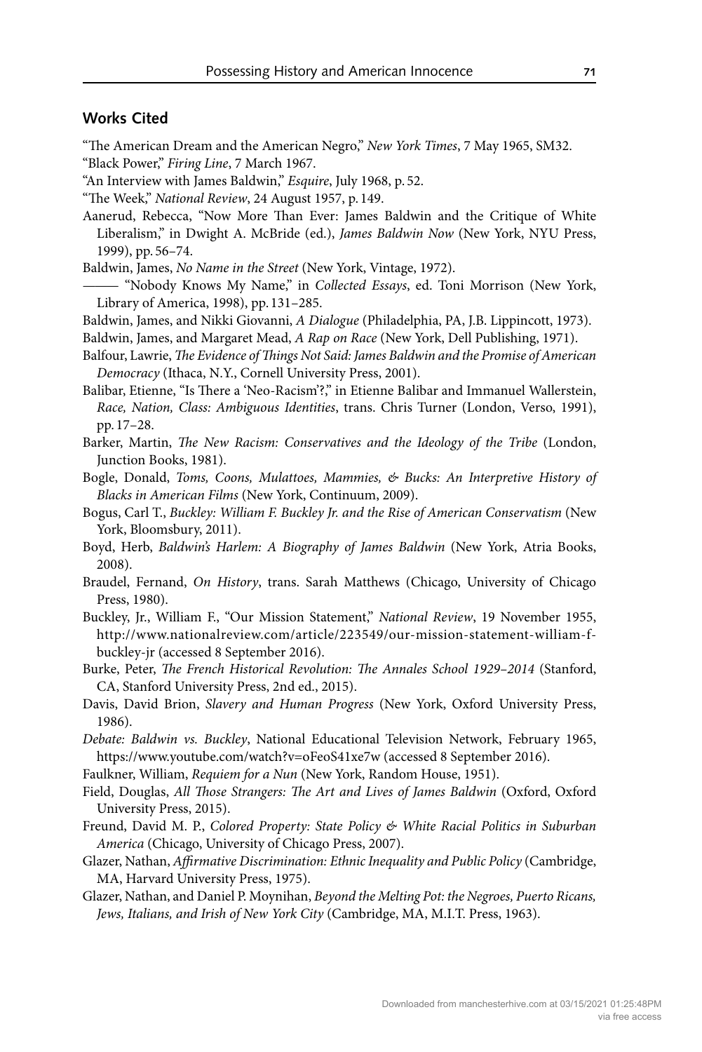## Works Cited

"The American Dream and the American Negro," *New York Times*, 7 May 1965, SM32.

"Black Power," *Firing Line*, 7 March 1967.

"An Interview with James Baldwin," *Esquire*, July 1968, p. 52.

"The Week," *National Review*, 24 August 1957, p. 149.

Aanerud, Rebecca, "Now More Than Ever: James Baldwin and the Critique of White Liberalism," in Dwight A. McBride (ed.), *James Baldwin Now* (New York, NYU Press, 1999), pp. 56–74.

Baldwin, James, *No Name in the Street* (New York, Vintage, 1972).

——— "Nobody Knows My Name," in *Collected Essays*, ed. Toni Morrison (New York, Library of America, 1998), pp. 131–285.

Baldwin, James, and Nikki Giovanni, *A Dialogue* (Philadelphia, PA, J.B. Lippincott, 1973).

Baldwin, James, and Margaret Mead, *A Rap on Race* (New York, Dell Publishing, 1971).

Balfour, Lawrie, *The Evidence of Things Not Said: James Baldwin and the Promise of American Democracy* (Ithaca, N.Y., Cornell University Press, 2001).

Balibar, Etienne, "Is There a 'Neo-Racism'?," in Etienne Balibar and Immanuel Wallerstein, *Race, Nation, Class: Ambiguous Identities*, trans. Chris Turner (London, Verso, 1991), pp. 17–28.

Barker, Martin, *The New Racism: Conservatives and the Ideology of the Tribe* (London, Junction Books, 1981).

Bogle, Donald, *Toms, Coons, Mulattoes, Mammies, & Bucks: An Interpretive History of Blacks in American Films* (New York, Continuum, 2009).

Bogus, Carl T., *Buckley: William F. Buckley Jr. and the Rise of American Conservatism* (New York, Bloomsbury, 2011).

Boyd, Herb, *Baldwin's Harlem: A Biography of James Baldwin* (New York, Atria Books, 2008).

Braudel, Fernand, *On History*, trans. Sarah Matthews (Chicago, University of Chicago Press, 1980).

Buckley, Jr., William F., "Our Mission Statement," *National Review*, 19 November 1955, http://www.nationalreview.com/article/223549/our-mission-statement-william-f-buckley-jr (accessed 8 September 2016).

Burke, Peter, *The French Historical Revolution: The Annales School 1929–2014* (Stanford, CA, Stanford University Press, 2nd ed., 2015).

Davis, David Brion, *Slavery and Human Progress* (New York, Oxford University Press, 1986).

*Debate: Baldwin vs. Buckley*, National Educational Television Network, February 1965, https://www.youtube.com/watch?v=oFeoS41xe7w (accessed 8 September 2016).

Faulkner, William, *Requiem for a Nun* (New York, Random House, 1951).

Field, Douglas, *All Those Strangers: The Art and Lives of James Baldwin* (Oxford, Oxford University Press, 2015).

Freund, David M. P., *Colored Property: State Policy & White Racial Politics in Suburban America* (Chicago, University of Chicago Press, 2007).

Glazer, Nathan, *Affirmative Discrimination: Ethnic Inequality and Public Policy* (Cambridge, MA, Harvard University Press, 1975).

Glazer, Nathan, and Daniel P. Moynihan, *Beyond the Melting Pot: the Negroes, Puerto Ricans, Jews, Italians, and Irish of New York City* (Cambridge, MA, M.I.T. Press, 1963).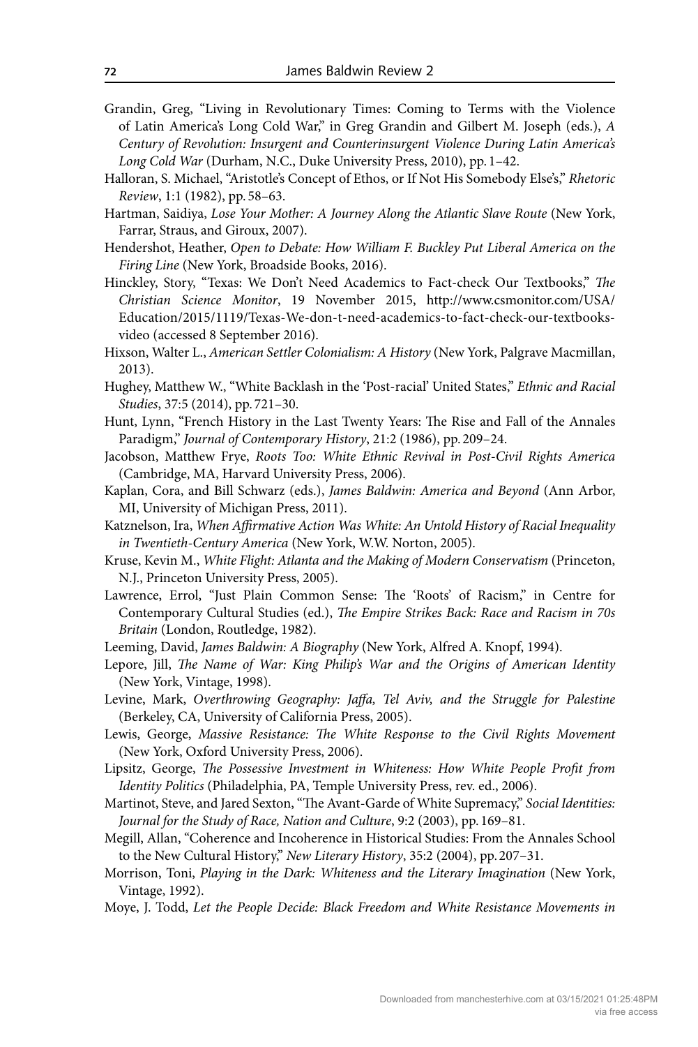Grandin, Greg, "Living in Revolutionary Times: Coming to Terms with the Violence of Latin America's Long Cold War," in Greg Grandin and Gilbert M. Joseph (eds.), *A Century of Revolution: Insurgent and Counterinsurgent Violence During Latin America's Long Cold War* (Durham, N.C., Duke University Press, 2010), pp. 1–42.

Halloran, S. Michael, "Aristotle's Concept of Ethos, or If Not His Somebody Else's," *Rhetoric Review*, 1:1 (1982), pp. 58–63.

Hartman, Saidiya, *Lose Your Mother: A Journey Along the Atlantic Slave Route* (New York, Farrar, Straus, and Giroux, 2007).

Hendershot, Heather, *Open to Debate: How William F. Buckley Put Liberal America on the Firing Line* (New York, Broadside Books, 2016).

Hinckley, Story, "Texas: We Don't Need Academics to Fact-check Our Textbooks," *The Christian Science Monitor*, 19 November 2015, http://www.csmonitor.com/USA/Education/2015/1119/Texas-We-don-t-need-academics-to-fact-check-our-textbooks-video (accessed 8 September 2016).

Hixson, Walter L., *American Settler Colonialism: A History* (New York, Palgrave Macmillan, 2013).

Hughey, Matthew W., "White Backlash in the 'Post-racial' United States," *Ethnic and Racial Studies*, 37:5 (2014), pp. 721–30.

Hunt, Lynn, "French History in the Last Twenty Years: The Rise and Fall of the Annales Paradigm," *Journal of Contemporary History*, 21:2 (1986), pp. 209–24.

Jacobson, Matthew Frye, *Roots Too: White Ethnic Revival in Post-Civil Rights America* (Cambridge, MA, Harvard University Press, 2006).

Kaplan, Cora, and Bill Schwarz (eds.), *James Baldwin: America and Beyond* (Ann Arbor, MI, University of Michigan Press, 2011).

Katznelson, Ira, *When Affirmative Action Was White: An Untold History of Racial Inequality in Twentieth-Century America* (New York, W.W. Norton, 2005).

Kruse, Kevin M., *White Flight: Atlanta and the Making of Modern Conservatism* (Princeton, N.J., Princeton University Press, 2005).

Lawrence, Errol, "Just Plain Common Sense: The 'Roots' of Racism," in Centre for Contemporary Cultural Studies (ed.), *The Empire Strikes Back: Race and Racism in 70s Britain* (London, Routledge, 1982).

Leeming, David, *James Baldwin: A Biography* (New York, Alfred A. Knopf, 1994).

Lepore, Jill, *The Name of War: King Philip's War and the Origins of American Identity* (New York, Vintage, 1998).

Levine, Mark, *Overthrowing Geography: Jaffa, Tel Aviv, and the Struggle for Palestine* (Berkeley, CA, University of California Press, 2005).

Lewis, George, *Massive Resistance: The White Response to the Civil Rights Movement* (New York, Oxford University Press, 2006).

Lipsitz, George, *The Possessive Investment in Whiteness: How White People Profit from Identity Politics* (Philadelphia, PA, Temple University Press, rev. ed., 2006).

Martinot, Steve, and Jared Sexton, "The Avant-Garde of White Supremacy," *Social Identities: Journal for the Study of Race, Nation and Culture*, 9:2 (2003), pp. 169–81.

Megill, Allan, "Coherence and Incoherence in Historical Studies: From the Annales School to the New Cultural History," *New Literary History*, 35:2 (2004), pp. 207–31.

Morrison, Toni, *Playing in the Dark: Whiteness and the Literary Imagination* (New York, Vintage, 1992).

Moye, J. Todd, *Let the People Decide: Black Freedom and White Resistance Movements in*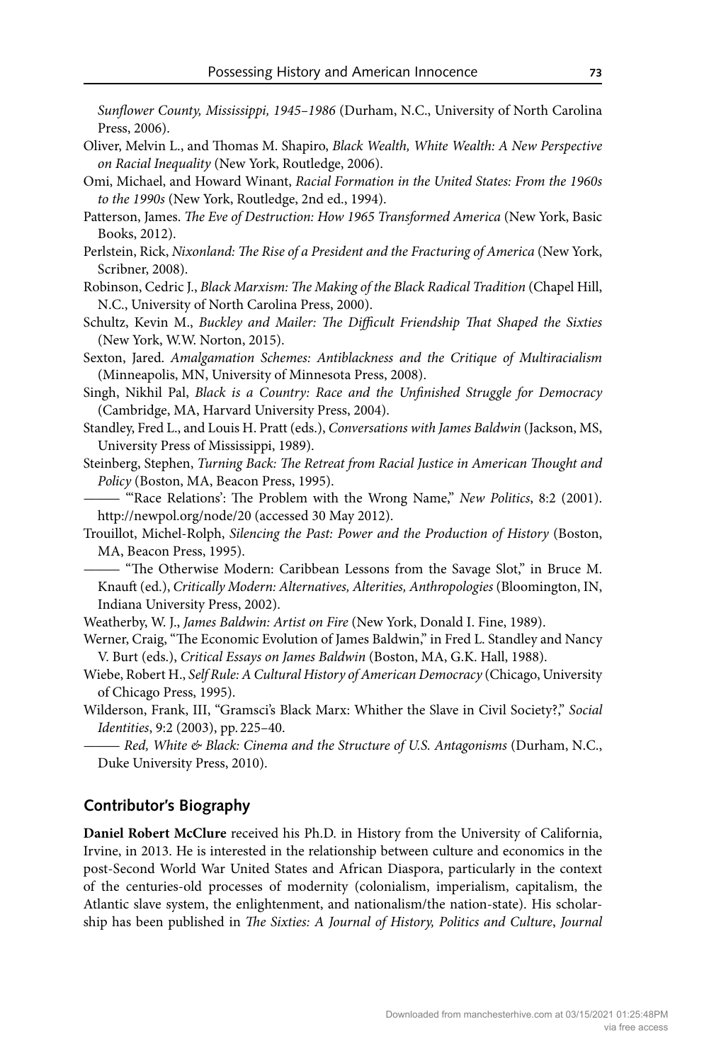*Sunflower County, Mississippi, 1945–1986* (Durham, N.C., University of North Carolina Press, 2006).

Oliver, Melvin L., and Thomas M. Shapiro, *Black Wealth, White Wealth: A New Perspective on Racial Inequality* (New York, Routledge, 2006).

Omi, Michael, and Howard Winant, *Racial Formation in the United States: From the 1960s to the 1990s* (New York, Routledge, 2nd ed., 1994).

Patterson, James. *The Eve of Destruction: How 1965 Transformed America* (New York, Basic Books, 2012).

Perlstein, Rick, *Nixonland: The Rise of a President and the Fracturing of America* (New York, Scribner, 2008).

Robinson, Cedric J., *Black Marxism: The Making of the Black Radical Tradition* (Chapel Hill, N.C., University of North Carolina Press, 2000).

Schultz, Kevin M., *Buckley and Mailer: The Difficult Friendship That Shaped the Sixties* (New York, W.W. Norton, 2015).

Sexton, Jared. *Amalgamation Schemes: Antiblackness and the Critique of Multiracialism* (Minneapolis, MN, University of Minnesota Press, 2008).

Singh, Nikhil Pal, *Black is a Country: Race and the Unfinished Struggle for Democracy* (Cambridge, MA, Harvard University Press, 2004).

Standley, Fred L., and Louis H. Pratt (eds.), *Conversations with James Baldwin* (Jackson, MS, University Press of Mississippi, 1989).

Steinberg, Stephen, *Turning Back: The Retreat from Racial Justice in American Thought and Policy* (Boston, MA, Beacon Press, 1995).

——— "'Race Relations': The Problem with the Wrong Name," *New Politics*, 8:2 (2001). http://newpol.org/node/20 (accessed 30 May 2012).

Trouillot, Michel-Rolph, *Silencing the Past: Power and the Production of History* (Boston, MA, Beacon Press, 1995).

——— "The Otherwise Modern: Caribbean Lessons from the Savage Slot," in Bruce M. Knauft (ed.), *Critically Modern: Alternatives, Alterities, Anthropologies* (Bloomington, IN, Indiana University Press, 2002).

Weatherby, W. J., *James Baldwin: Artist on Fire* (New York, Donald I. Fine, 1989).

Werner, Craig, "The Economic Evolution of James Baldwin," in Fred L. Standley and Nancy V. Burt (eds.), *Critical Essays on James Baldwin* (Boston, MA, G.K. Hall, 1988).

Wiebe, Robert H., *Self Rule: A Cultural History of American Democracy* (Chicago, University of Chicago Press, 1995).

Wilderson, Frank, III, "Gramsci's Black Marx: Whither the Slave in Civil Society?," *Social Identities*, 9:2 (2003), pp. 225–40.

——— *Red, White & Black: Cinema and the Structure of U.S. Antagonisms* (Durham, N.C., Duke University Press, 2010).

## Contributor's Biography

**Daniel Robert McClure** received his Ph.D. in History from the University of California, Irvine, in 2013. He is interested in the relationship between culture and economics in the post-Second World War United States and African Diaspora, particularly in the context of the centuries-old processes of modernity (colonialism, imperialism, capitalism, the Atlantic slave system, the enlightenment, and nationalism/the nation-state). His scholarship has been published in *The Sixties: A Journal of History, Politics and Culture*, *Journal*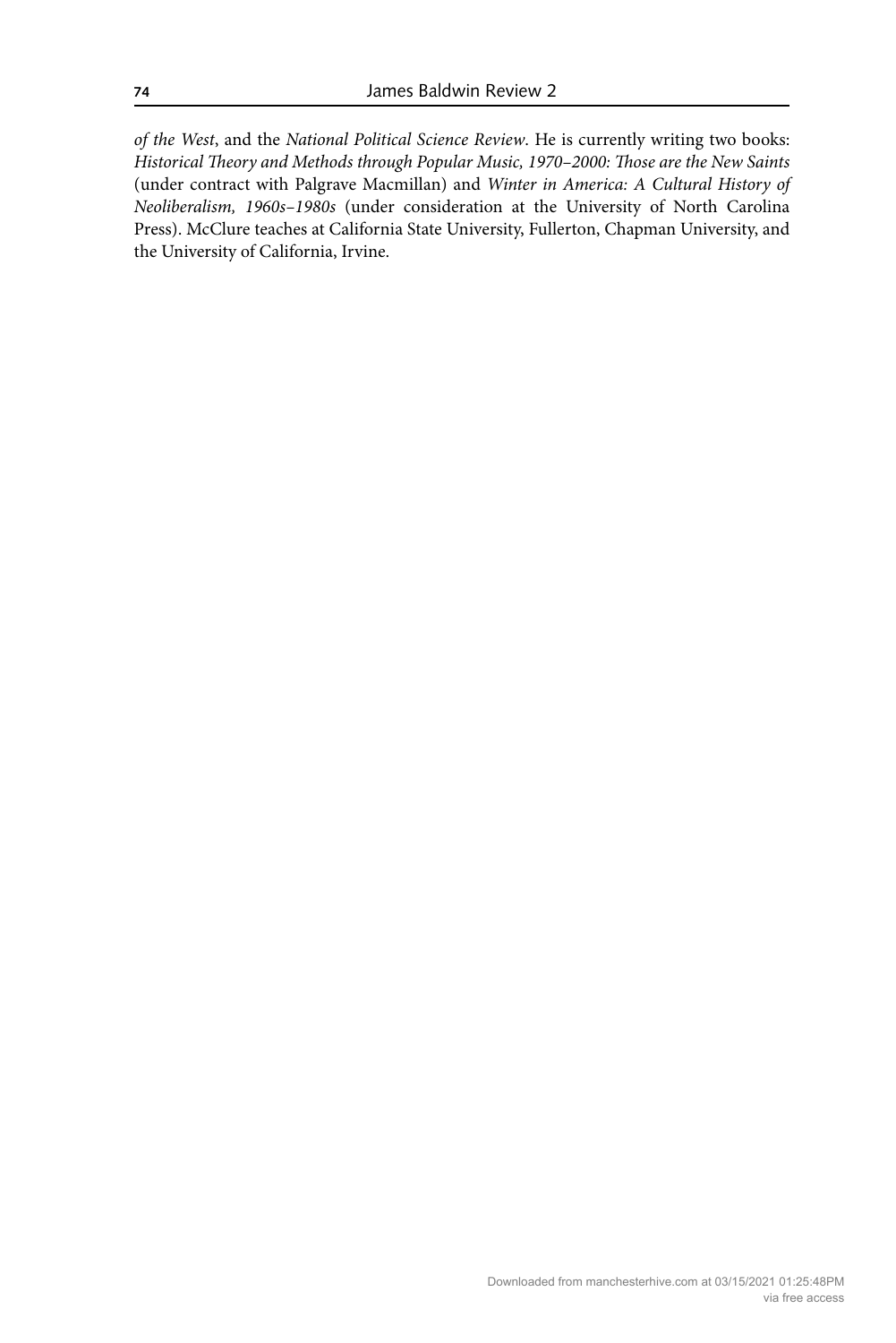*of the West*, and the *National Political Science Review*. He is currently writing two books: *Historical Theory and Methods through Popular Music, 1970–2000: Those are the New Saints* (under contract with Palgrave Macmillan) and *Winter in America: A Cultural History of Neoliberalism, 1960s–1980s* (under consideration at the University of North Carolina Press). McClure teaches at California State University, Fullerton, Chapman University, and the University of California, Irvine.